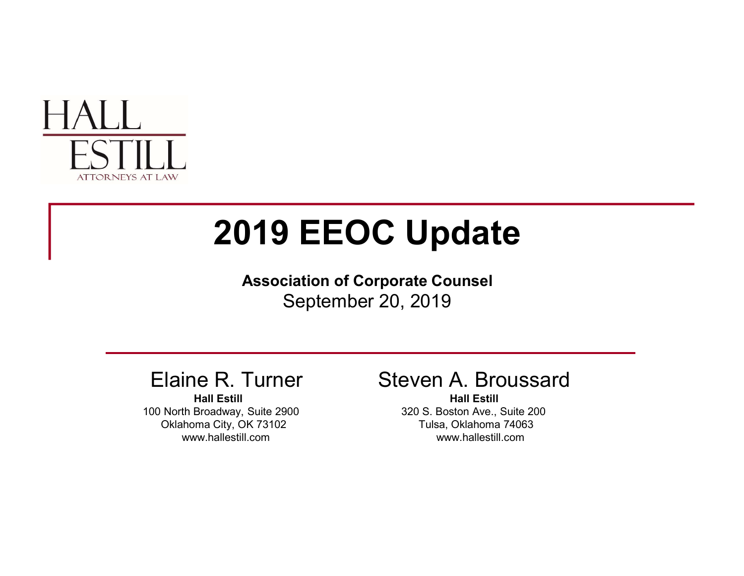HALL
ESTILL
ATTORNEYS AT LAW

# 2019 EEOC Update

**Association of Corporate Counsel**
September 20, 2019

Elaine R. Turner
**Hall Estill**
100 North Broadway, Suite 2900
Oklahoma City, OK 73102
www.hallestill.com

Steven A. Broussard
**Hall Estill**
320 S. Boston Ave., Suite 200
Tulsa, Oklahoma 74063
www.hallestill.com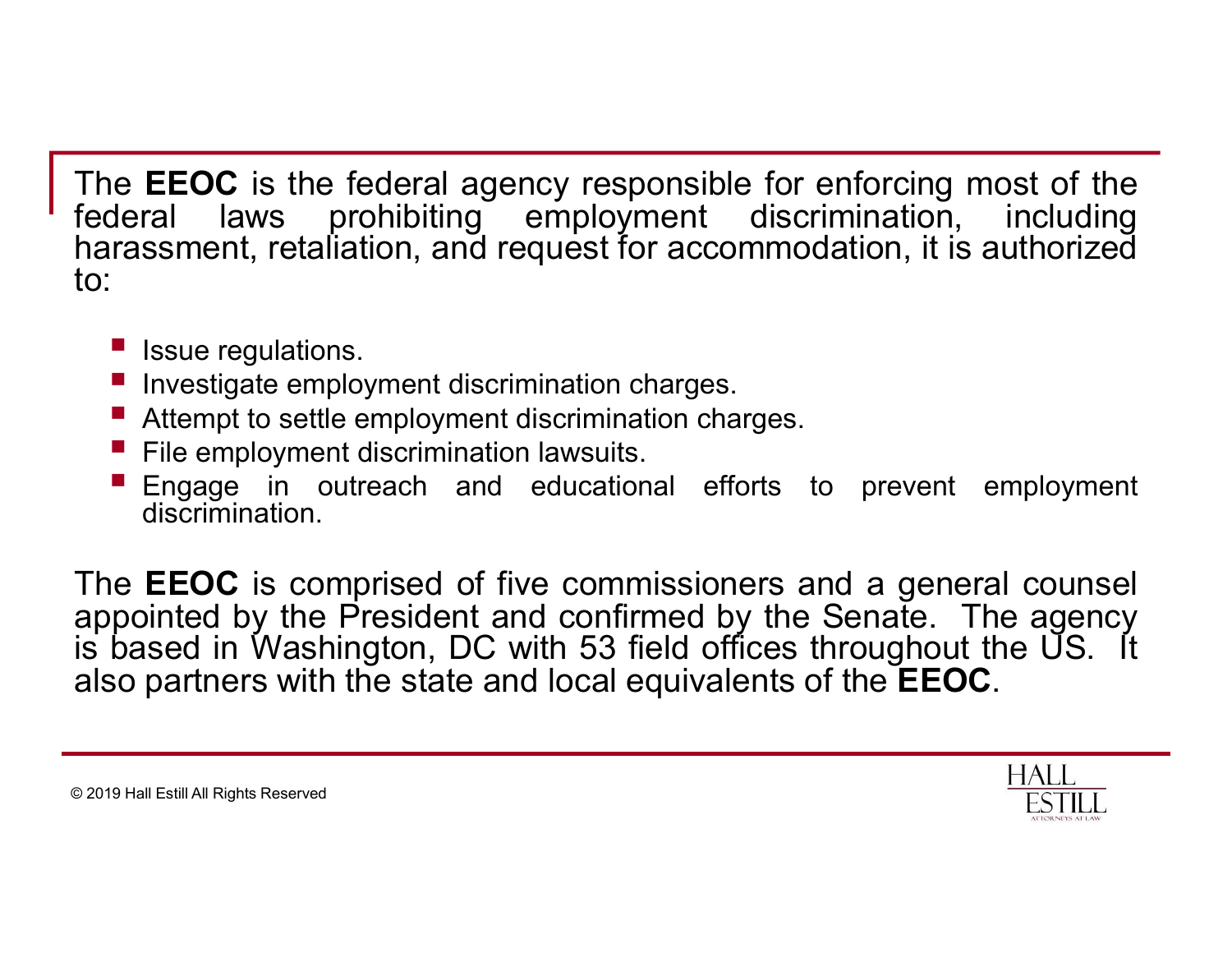The **EEOC** is the federal agency responsible for enforcing most of the federal laws prohibiting employment discrimination, including harassment, retaliation, and request for accommodation, it is authorized to:

- Issue regulations.
- Investigate employment discrimination charges.
- Attempt to settle employment discrimination charges.
- File employment discrimination lawsuits.
- Engage in outreach and educational efforts to prevent employment discrimination.

The **EEOC** is comprised of five commissioners and a general counsel appointed by the President and confirmed by the Senate. The agency is based in Washington, DC with 53 field offices throughout the US. It also partners with the state and local equivalents of the **EEOC**.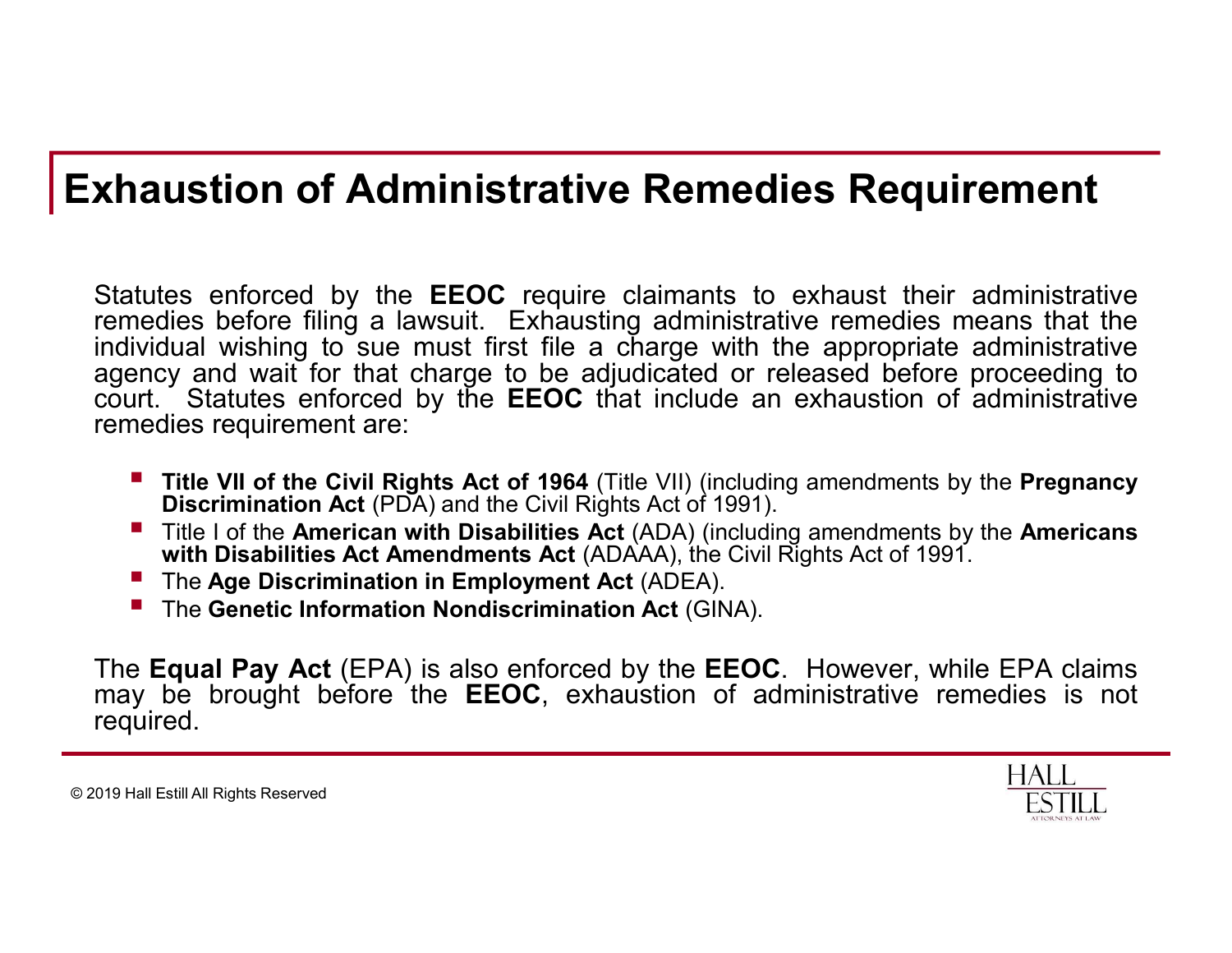# Exhaustion of Administrative Remedies Requirement

Statutes enforced by the **EEOC** require claimants to exhaust their administrative remedies before filing a lawsuit. Exhausting administrative remedies means that the individual wishing to sue must first file a charge with the appropriate administrative agency and wait for that charge to be adjudicated or released before proceeding to court. Statutes enforced by the **EEOC** that include an exhaustion of administrative remedies requirement are:

- **Title VII of the Civil Rights Act of 1964** (Title VII) (including amendments by the **Pregnancy Discrimination Act** (PDA) and the Civil Rights Act of 1991).
- Title I of the **American with Disabilities Act** (ADA) (including amendments by the **Americans with Disabilities Act Amendments Act** (ADAAA), the Civil Rights Act of 1991.
- The **Age Discrimination in Employment Act** (ADEA).
- The **Genetic Information Nondiscrimination Act** (GINA).

The **Equal Pay Act** (EPA) is also enforced by the **EEOC**. However, while EPA claims may be brought before the **EEOC**, exhaustion of administrative remedies is not required.

© 2019 Hall Estill All Rights Reserved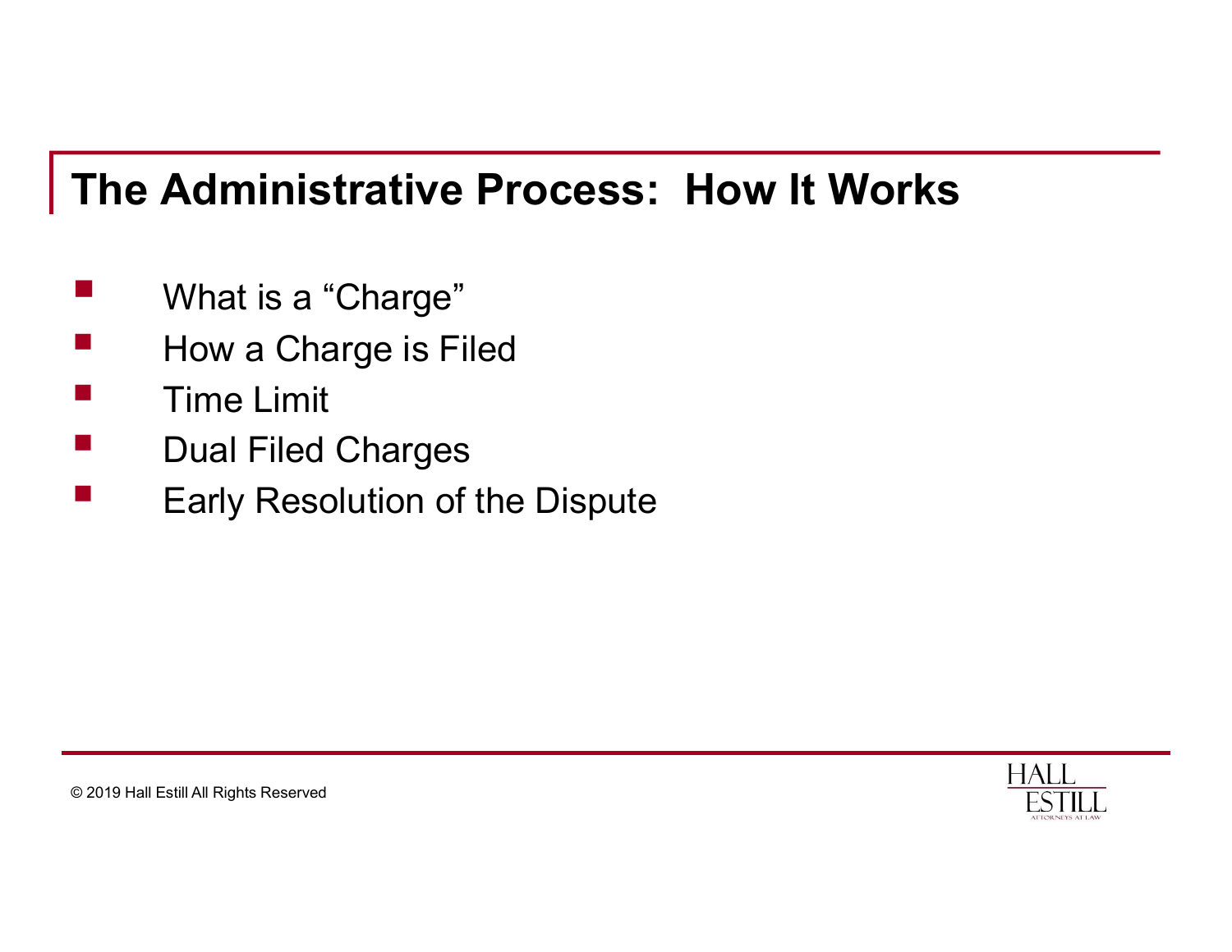# The Administrative Process: How It Works

- What is a "Charge"
- How a Charge is Filed
- Time Limit
- Dual Filed Charges
- Early Resolution of the Dispute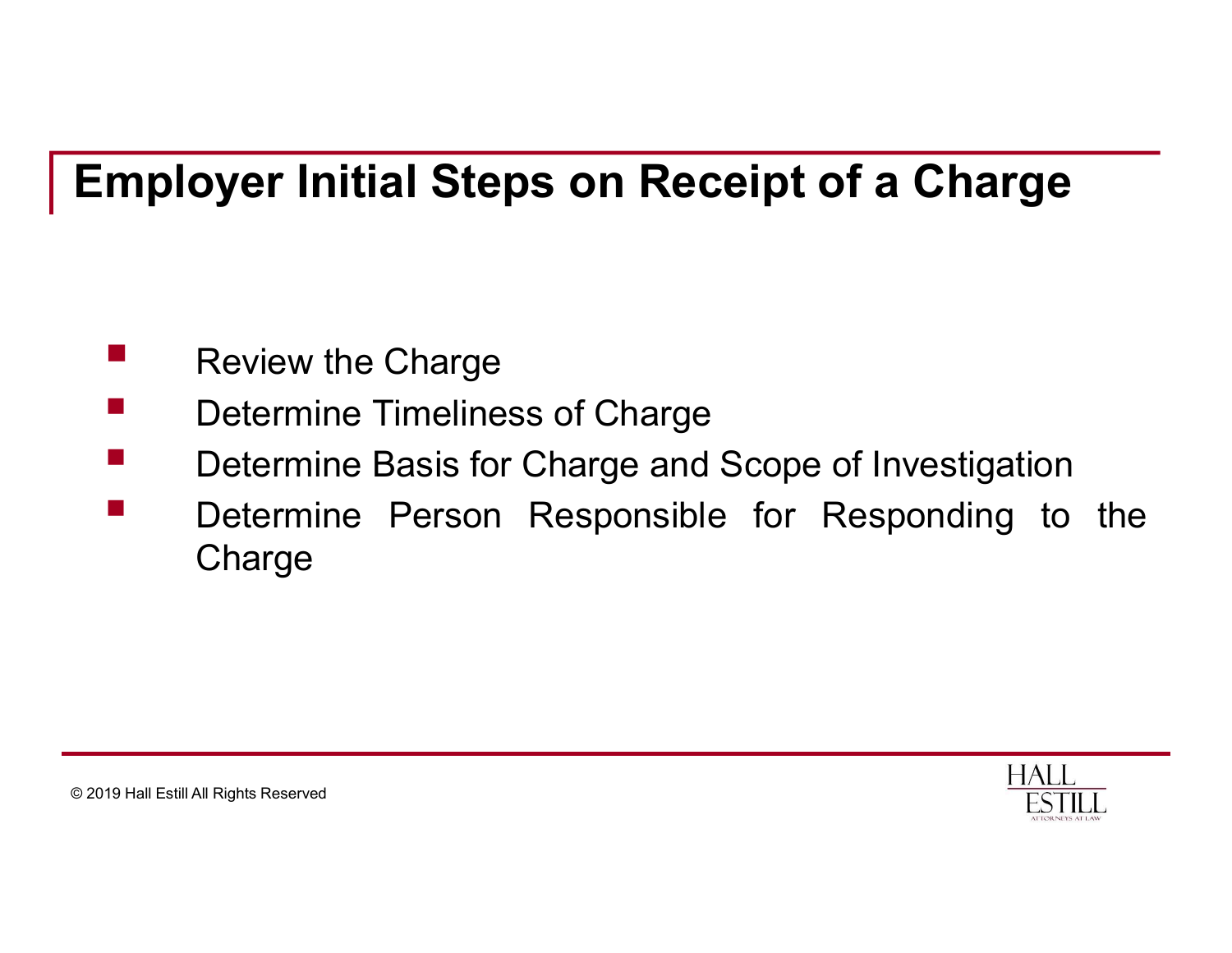# Employer Initial Steps on Receipt of a Charge

- Review the Charge
- Determine Timeliness of Charge
- Determine Basis for Charge and Scope of Investigation
- Determine Person Responsible for Responding to the Charge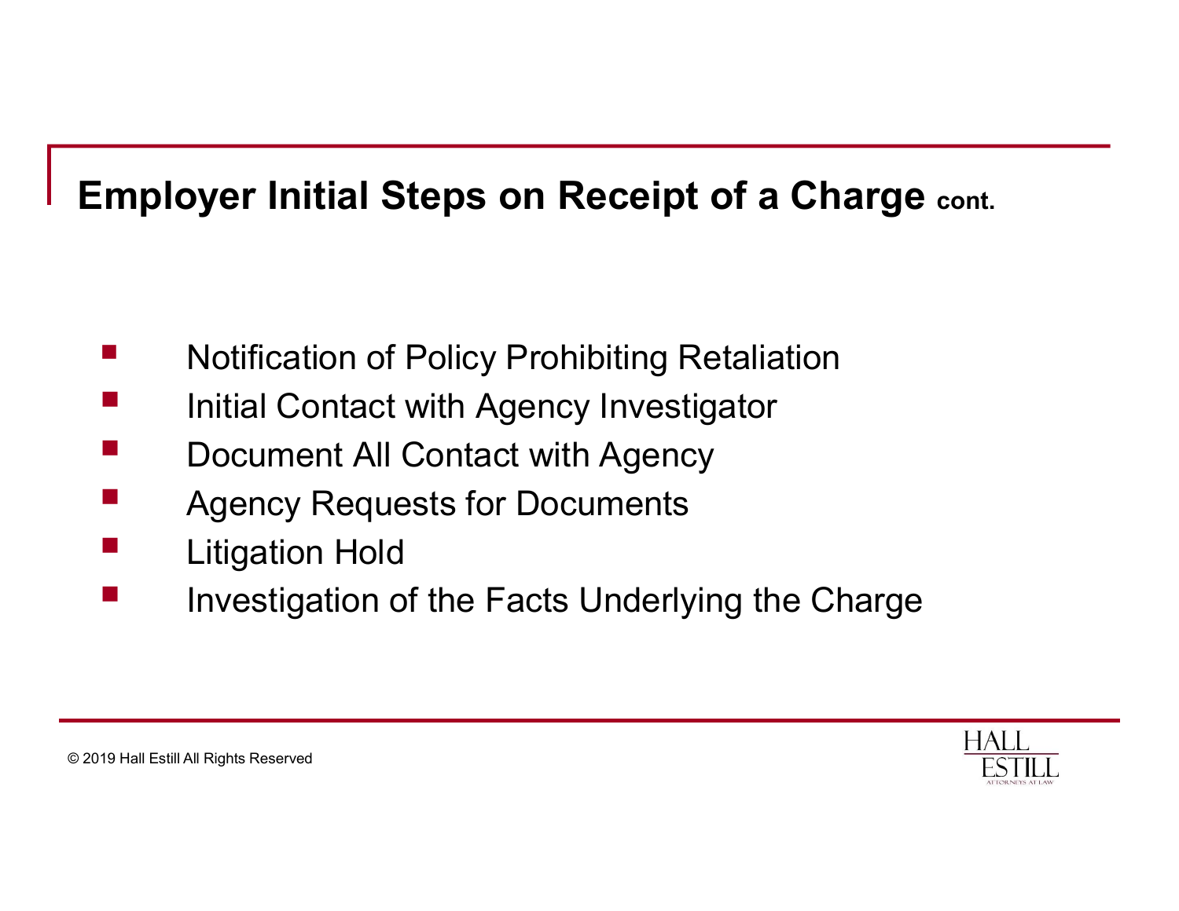## Employer Initial Steps on Receipt of a Charge cont.

- Notification of Policy Prohibiting Retaliation
- Initial Contact with Agency Investigator
- Document All Contact with Agency
- Agency Requests for Documents
- Litigation Hold
- Investigation of the Facts Underlying the Charge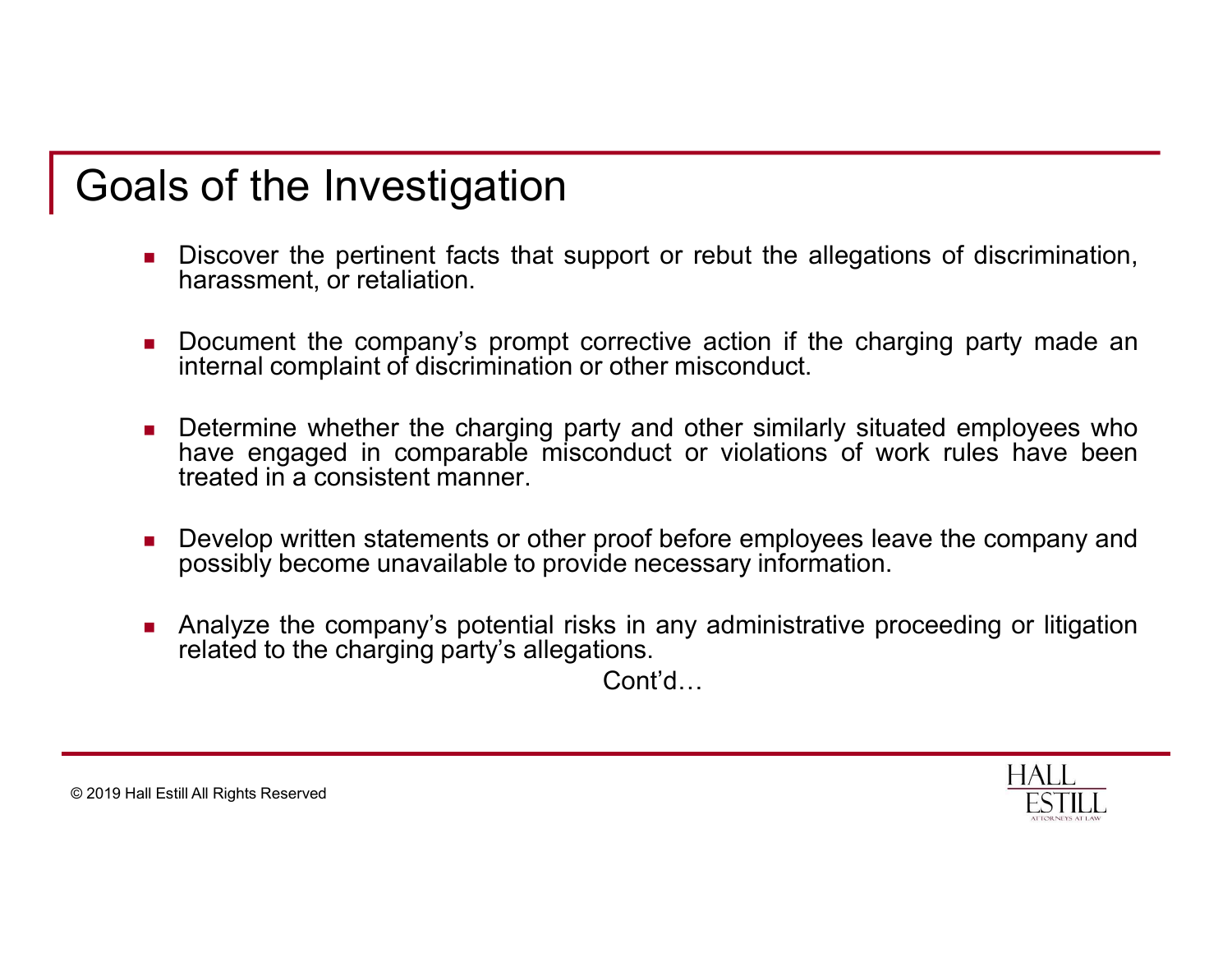# Goals of the Investigation

- Discover the pertinent facts that support or rebut the allegations of discrimination, harassment, or retaliation.
- Document the company's prompt corrective action if the charging party made an internal complaint of discrimination or other misconduct.
- Determine whether the charging party and other similarly situated employees who have engaged in comparable misconduct or violations of work rules have been treated in a consistent manner.
- Develop written statements or other proof before employees leave the company and possibly become unavailable to provide necessary information.
- Analyze the company's potential risks in any administrative proceeding or litigation related to the charging party's allegations.

Cont'd…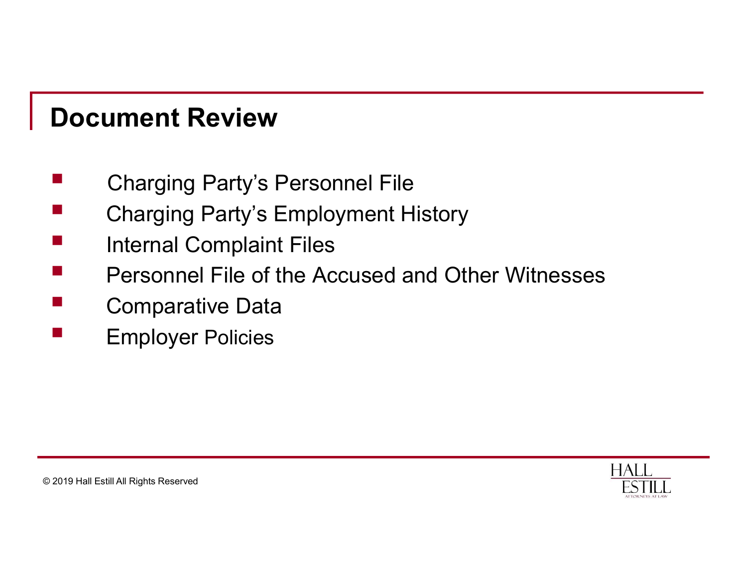## Document Review

- Charging Party's Personnel File
- Charging Party's Employment History
- Internal Complaint Files
- Personnel File of the Accused and Other Witnesses
- Comparative Data
- Employer Policies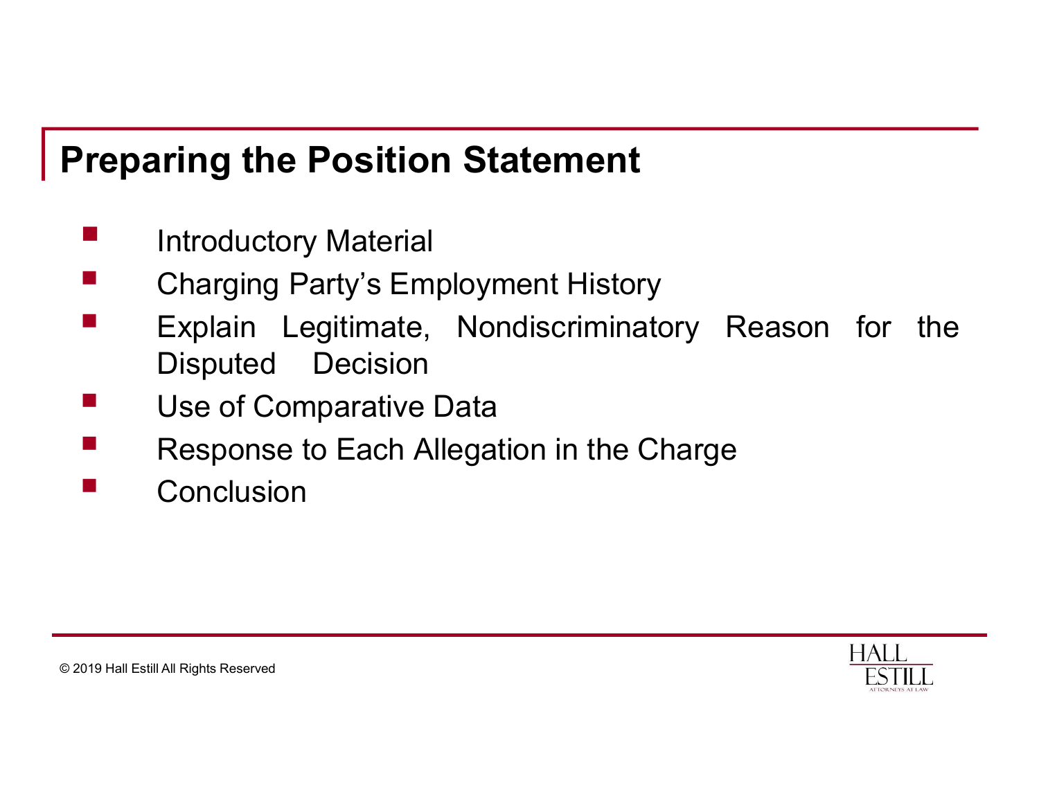## Preparing the Position Statement

- Introductory Material
- Charging Party's Employment History
- Explain Legitimate, Nondiscriminatory Reason for the Disputed Decision
- Use of Comparative Data
- Response to Each Allegation in the Charge
- Conclusion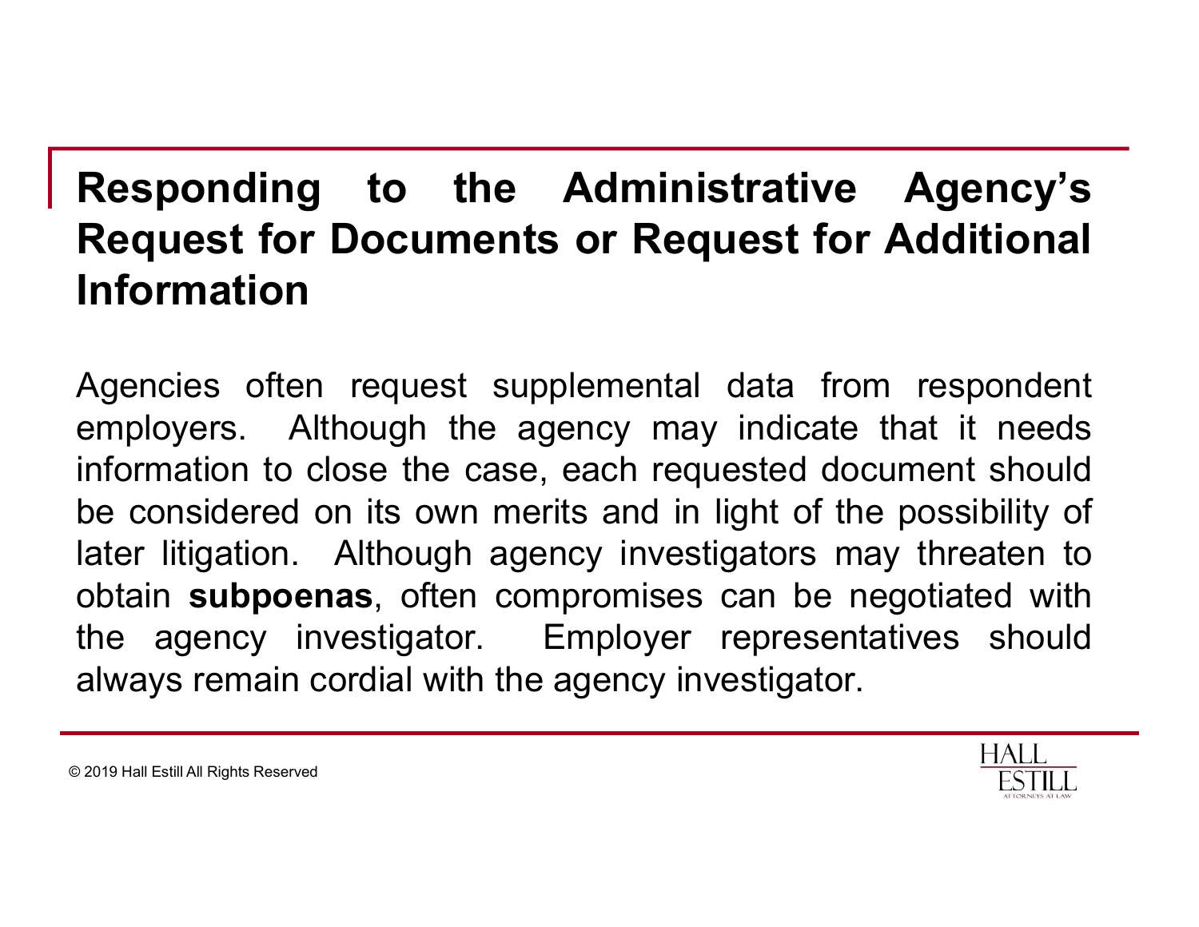## Responding to the Administrative Agency's Request for Documents or Request for Additional Information

Agencies often request supplemental data from respondent employers. Although the agency may indicate that it needs information to close the case, each requested document should be considered on its own merits and in light of the possibility of later litigation. Although agency investigators may threaten to obtain **subpoenas**, often compromises can be negotiated with the agency investigator. Employer representatives should always remain cordial with the agency investigator.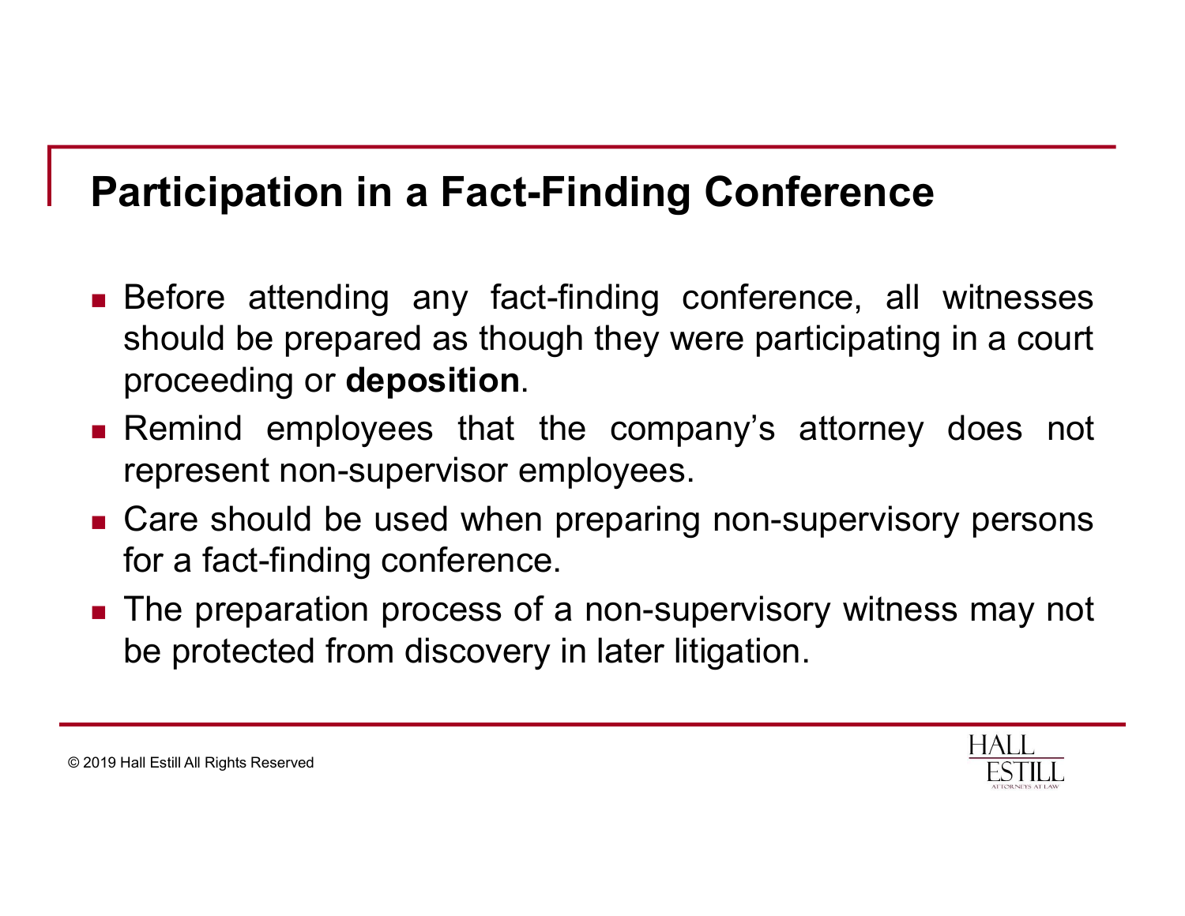## Participation in a Fact-Finding Conference

- Before attending any fact-finding conference, all witnesses should be prepared as though they were participating in a court proceeding or **deposition**.
- Remind employees that the company's attorney does not represent non-supervisor employees.
- Care should be used when preparing non-supervisory persons for a fact-finding conference.
- The preparation process of a non-supervisory witness may not be protected from discovery in later litigation.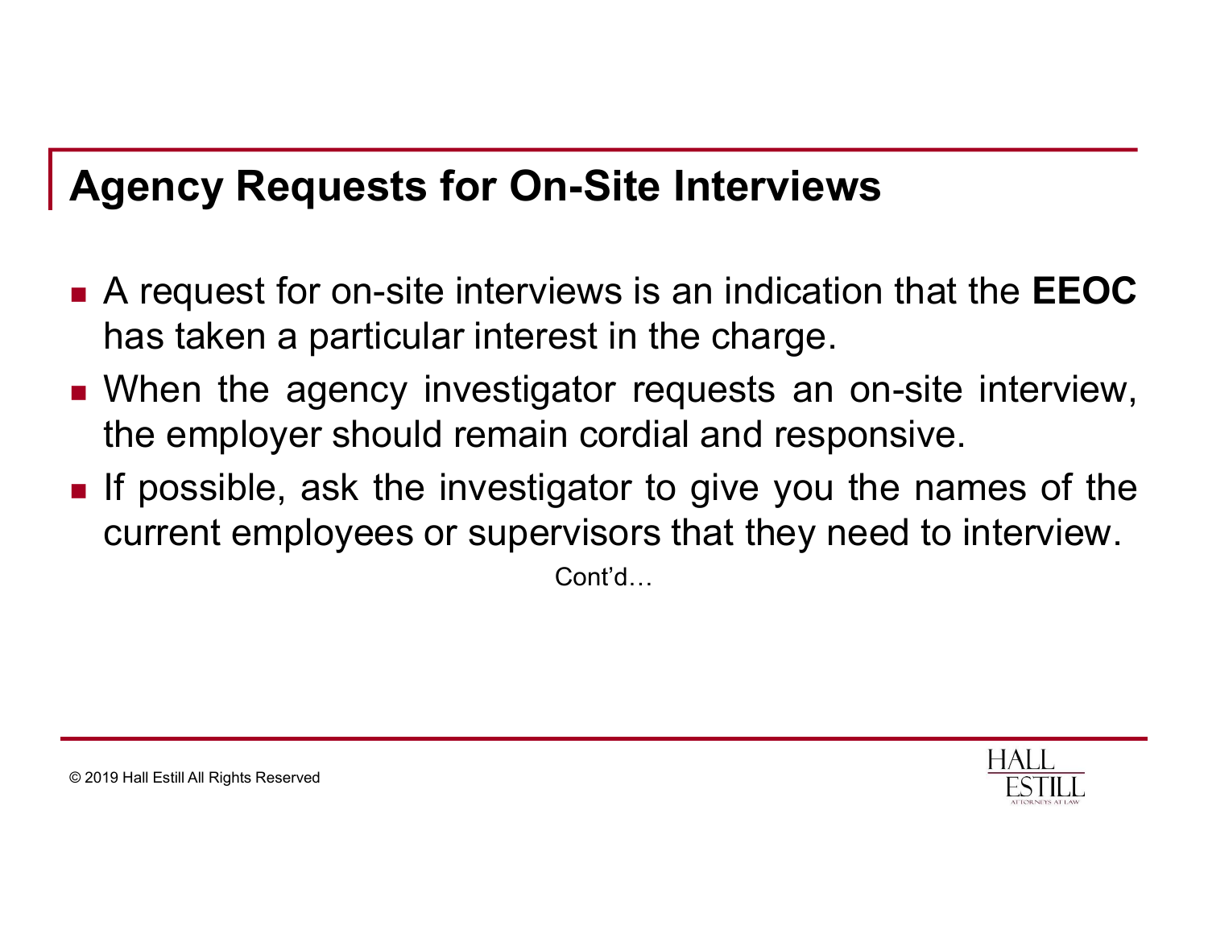## Agency Requests for On-Site Interviews

- A request for on-site interviews is an indication that the **EEOC** has taken a particular interest in the charge.
- When the agency investigator requests an on-site interview, the employer should remain cordial and responsive.
- If possible, ask the investigator to give you the names of the current employees or supervisors that they need to interview.

Cont'd…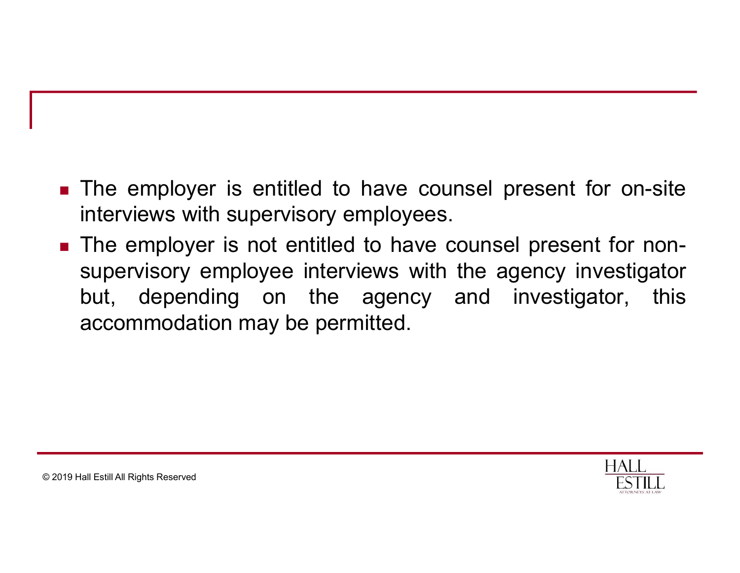- The employer is entitled to have counsel present for on-site interviews with supervisory employees.
- The employer is not entitled to have counsel present for non-supervisory employee interviews with the agency investigator but, depending on the agency and investigator, this accommodation may be permitted.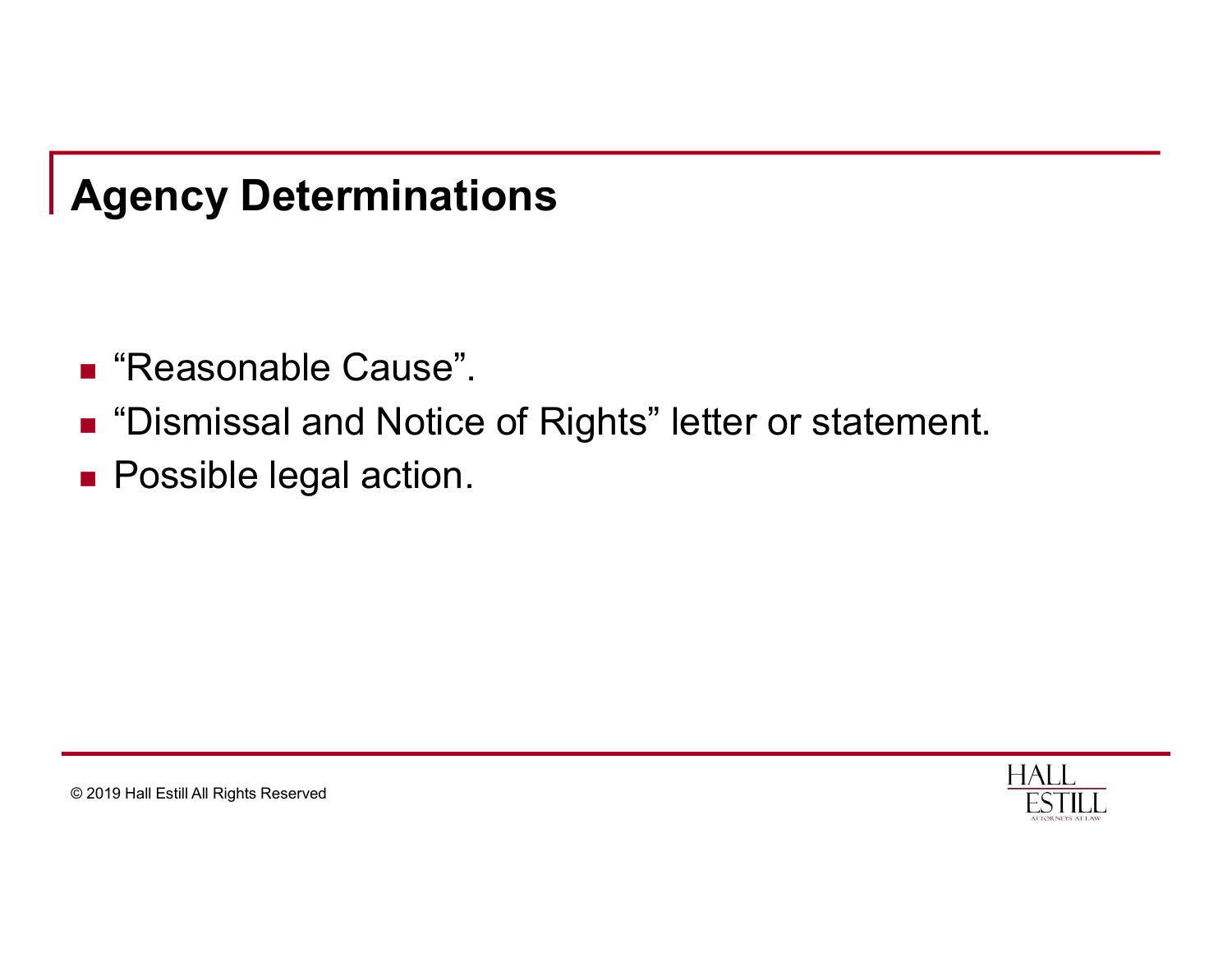# Agency Determinations

- "Reasonable Cause".
- "Dismissal and Notice of Rights" letter or statement.
- Possible legal action.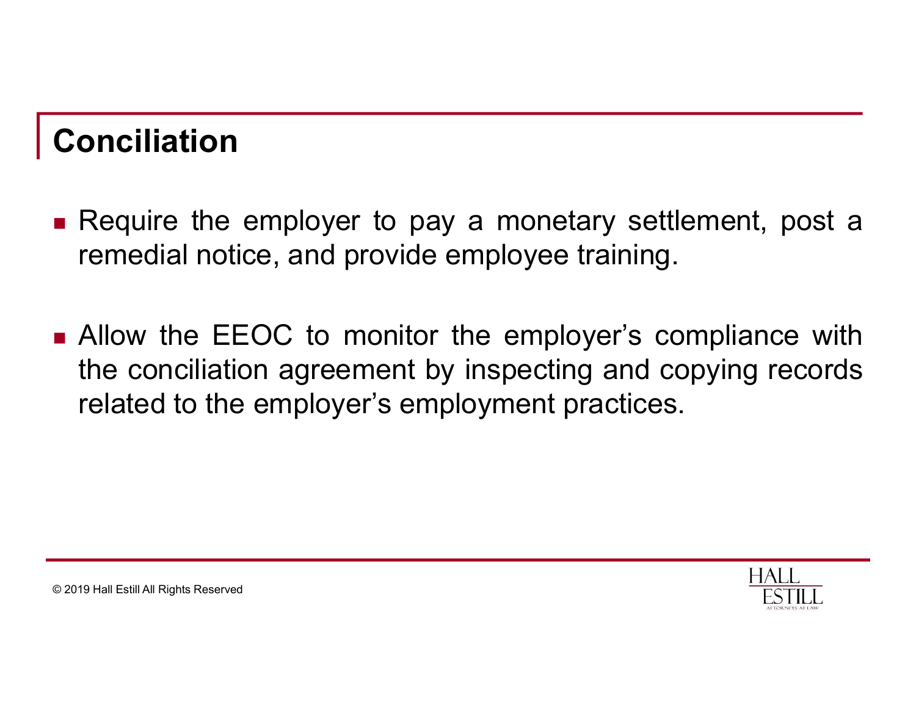## Conciliation

- Require the employer to pay a monetary settlement, post a remedial notice, and provide employee training.

- Allow the EEOC to monitor the employer's compliance with the conciliation agreement by inspecting and copying records related to the employer's employment practices.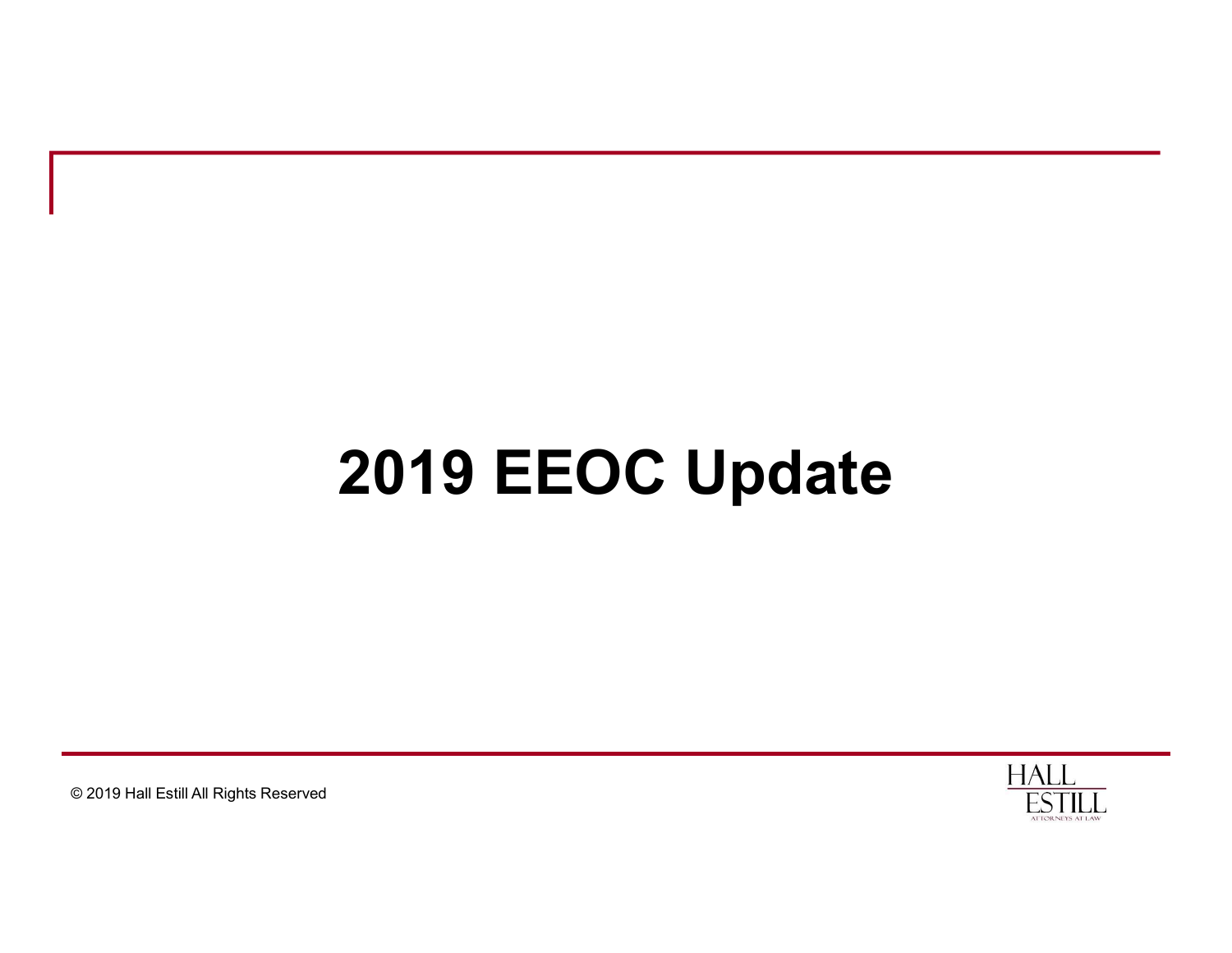# 2019 EEOC Update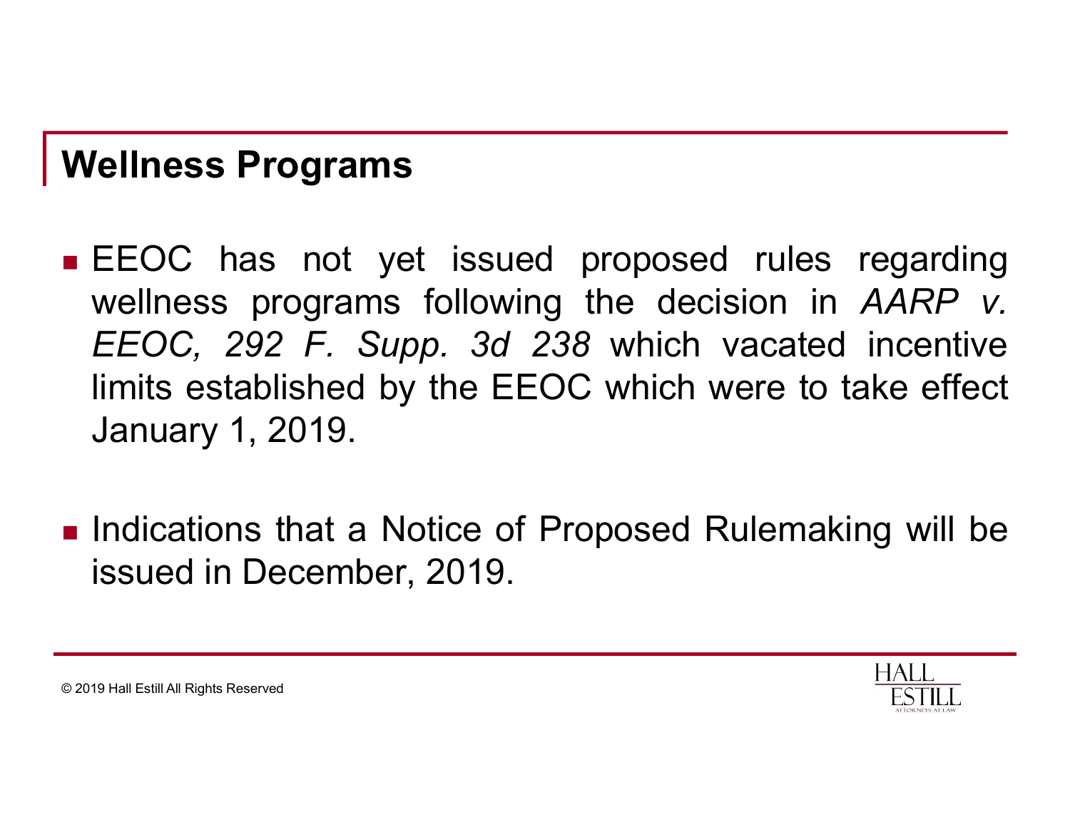## Wellness Programs

- EEOC has not yet issued proposed rules regarding wellness programs following the decision in *AARP v. EEOC, 292 F. Supp. 3d 238* which vacated incentive limits established by the EEOC which were to take effect January 1, 2019.

- Indications that a Notice of Proposed Rulemaking will be issued in December, 2019.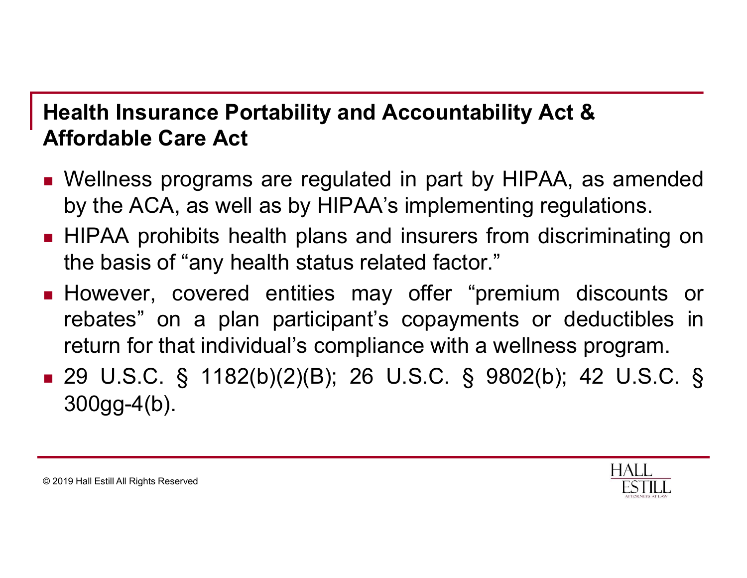## Health Insurance Portability and Accountability Act & Affordable Care Act

- Wellness programs are regulated in part by HIPAA, as amended by the ACA, as well as by HIPAA's implementing regulations.
- HIPAA prohibits health plans and insurers from discriminating on the basis of "any health status related factor."
- However, covered entities may offer "premium discounts or rebates" on a plan participant's copayments or deductibles in return for that individual's compliance with a wellness program.
- 29 U.S.C. § 1182(b)(2)(B); 26 U.S.C. § 9802(b); 42 U.S.C. § 300gg-4(b).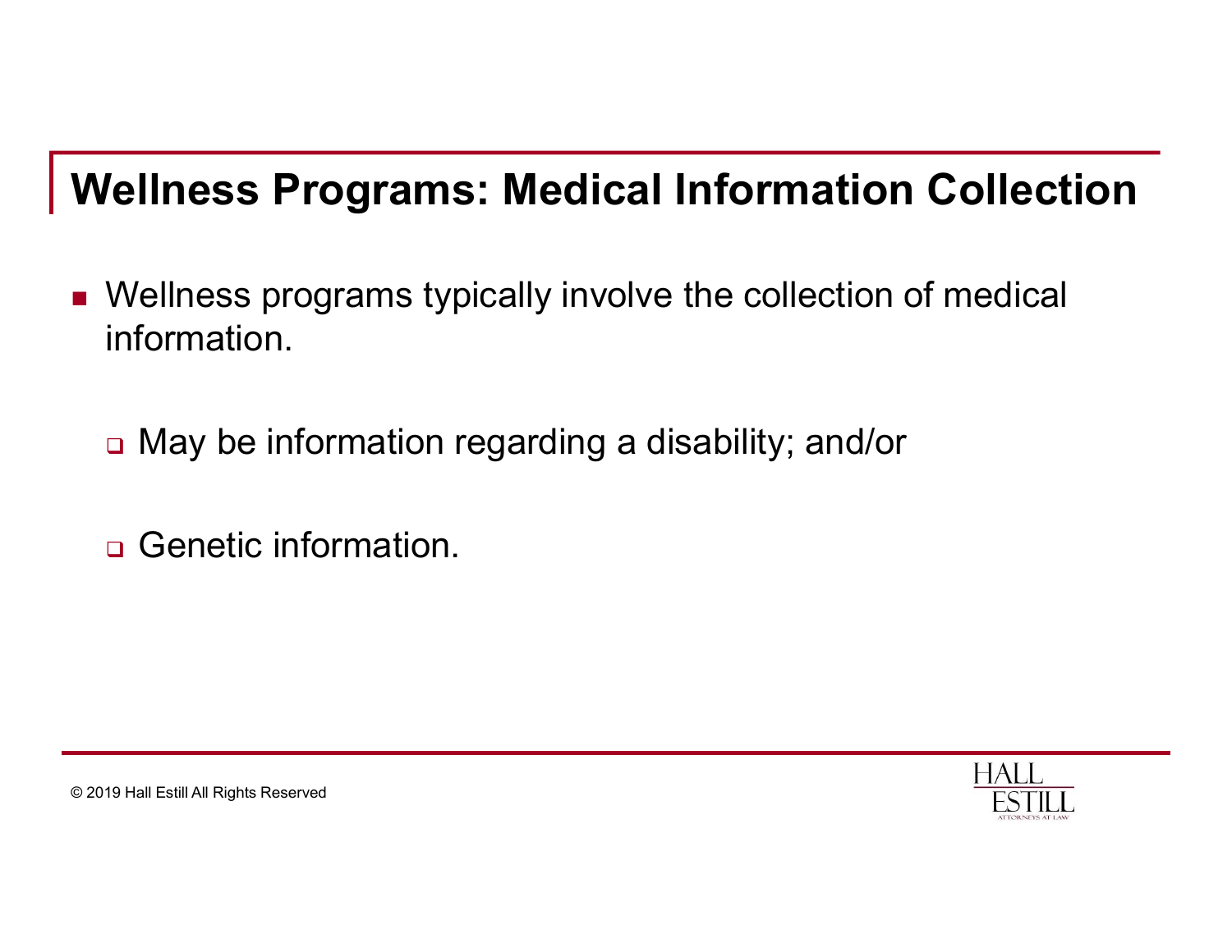# Wellness Programs: Medical Information Collection

- Wellness programs typically involve the collection of medical information.
  - May be information regarding a disability; and/or
  - Genetic information.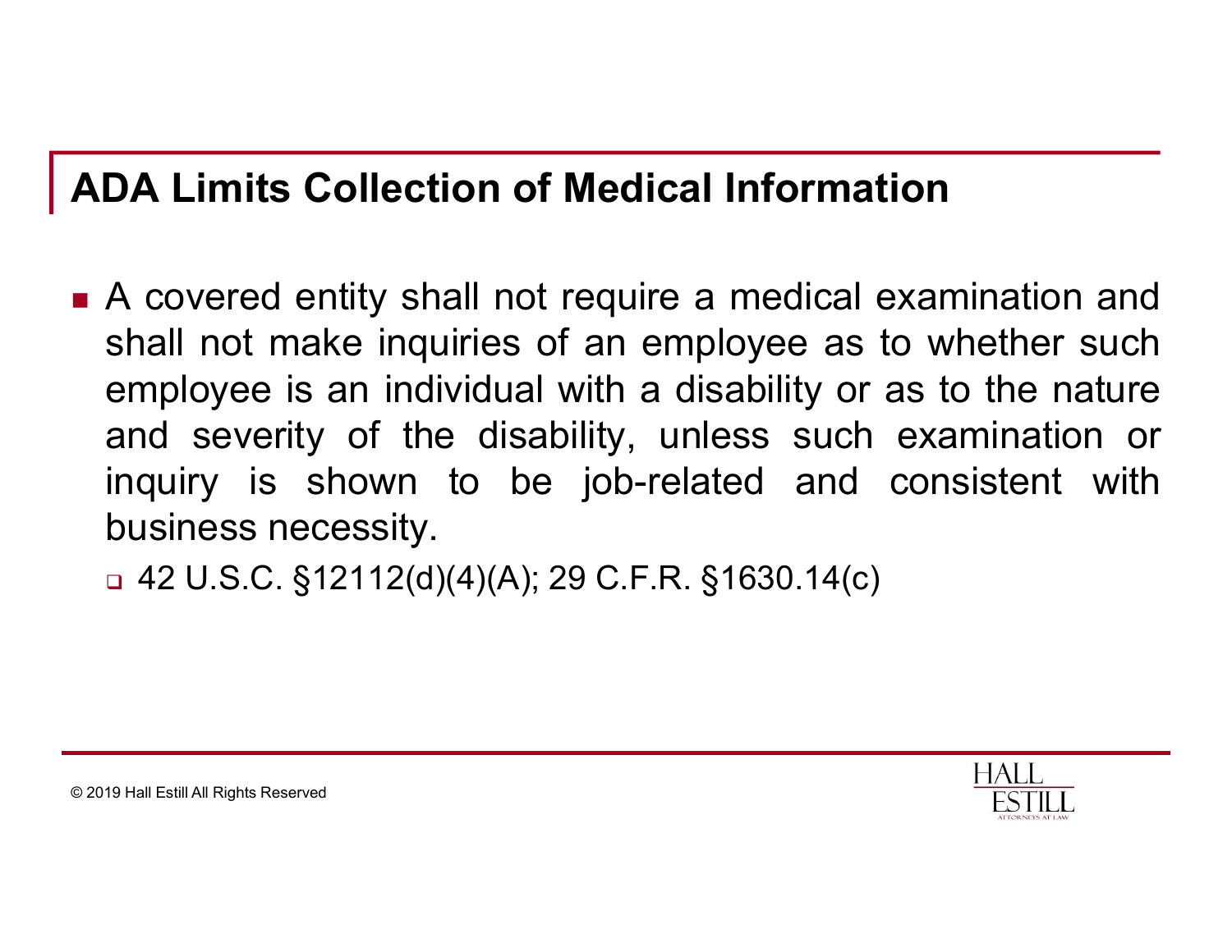## ADA Limits Collection of Medical Information

- A covered entity shall not require a medical examination and shall not make inquiries of an employee as to whether such employee is an individual with a disability or as to the nature and severity of the disability, unless such examination or inquiry is shown to be job-related and consistent with business necessity.
  - 42 U.S.C. §12112(d)(4)(A); 29 C.F.R. §1630.14(c)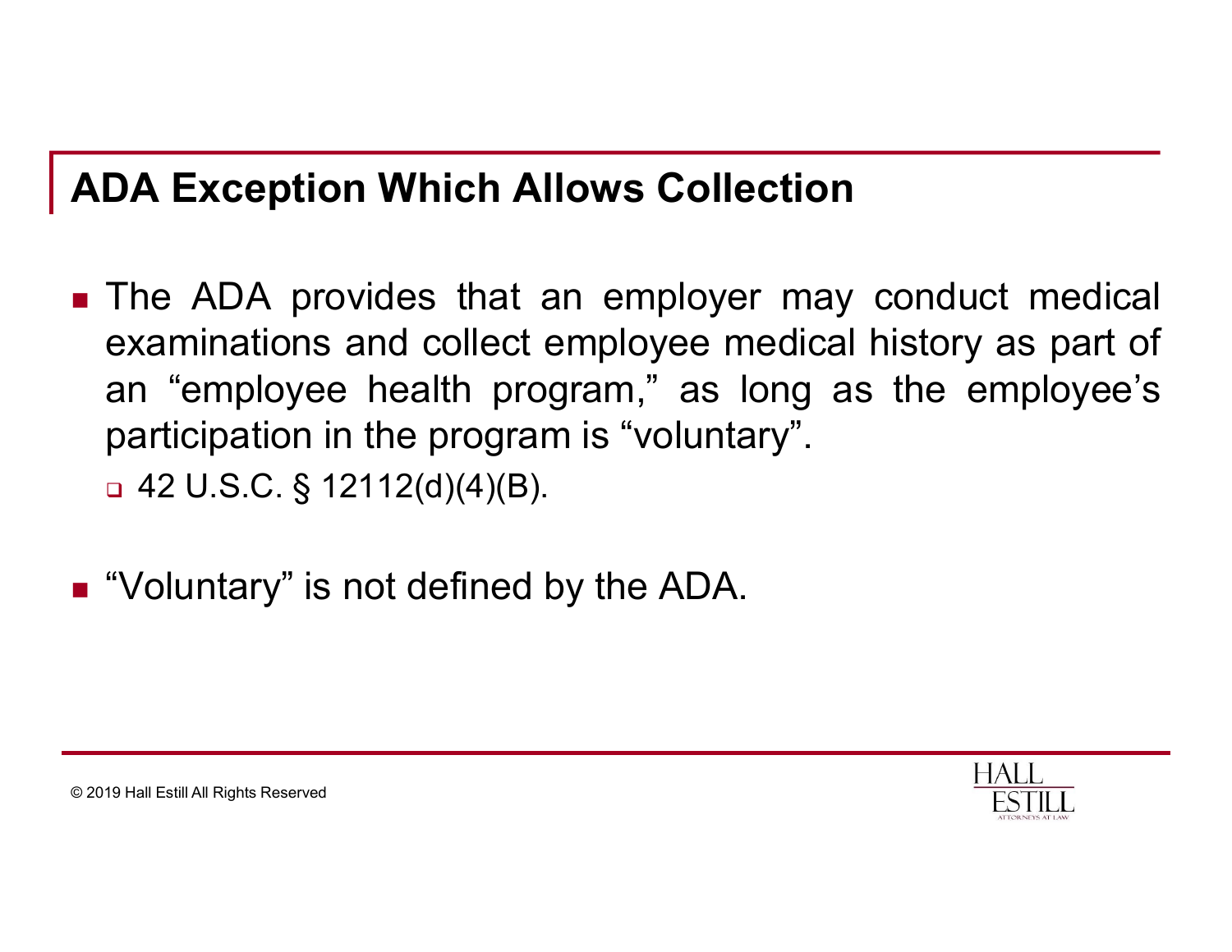## ADA Exception Which Allows Collection

- The ADA provides that an employer may conduct medical examinations and collect employee medical history as part of an “employee health program,” as long as the employee’s participation in the program is “voluntary”.
  - 42 U.S.C. § 12112(d)(4)(B).

- “Voluntary” is not defined by the ADA.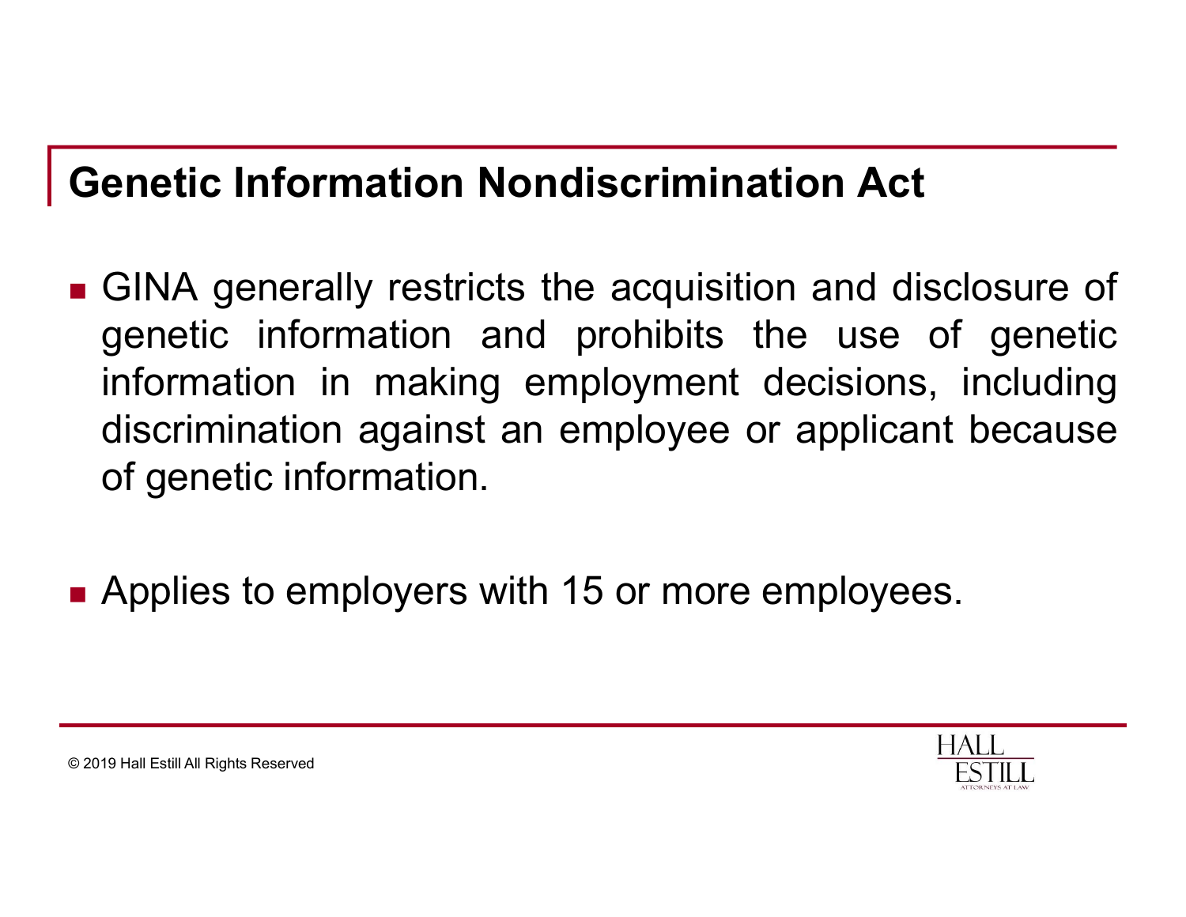## Genetic Information Nondiscrimination Act

- GINA generally restricts the acquisition and disclosure of genetic information and prohibits the use of genetic information in making employment decisions, including discrimination against an employee or applicant because of genetic information.
- Applies to employers with 15 or more employees.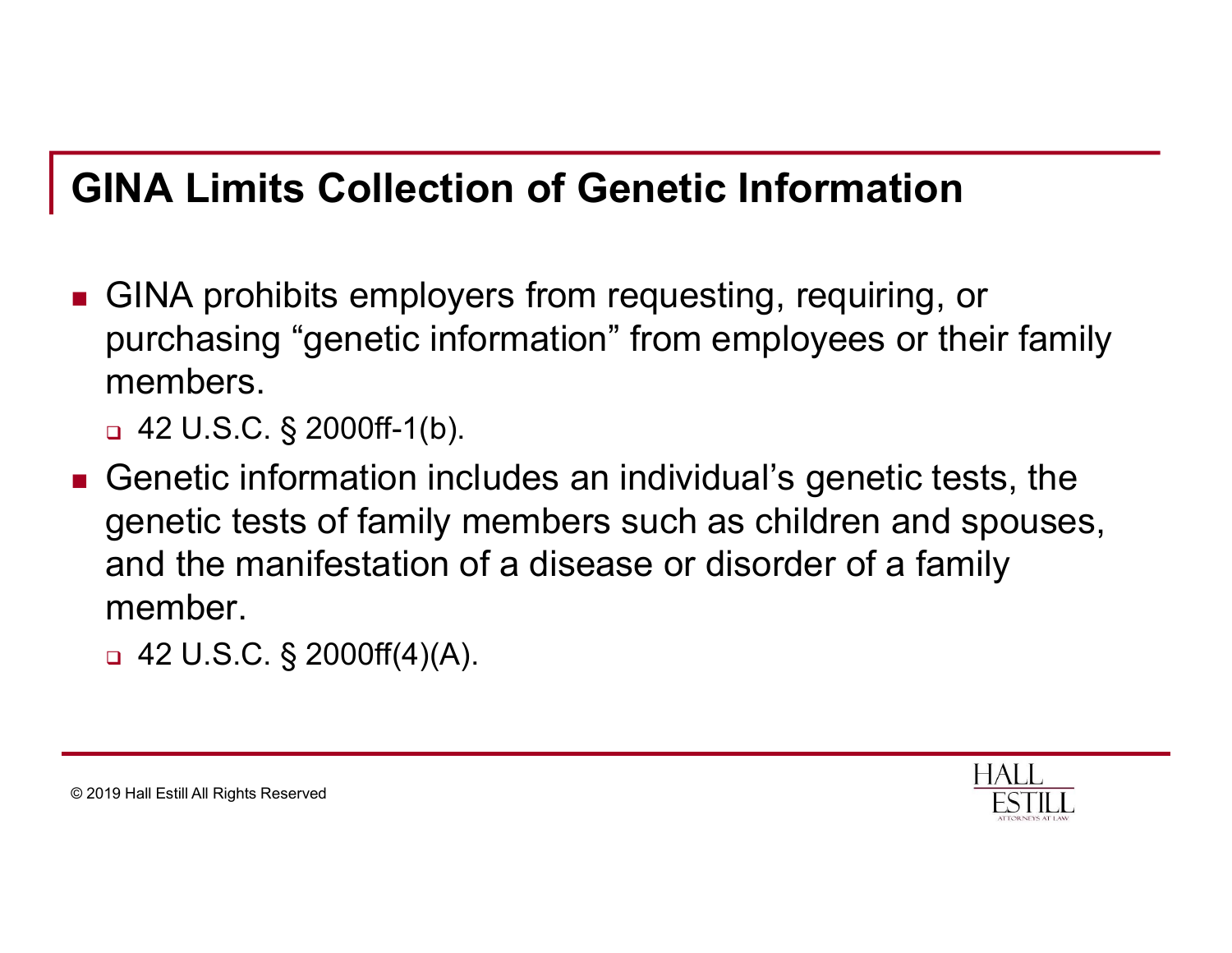## GINA Limits Collection of Genetic Information

- GINA prohibits employers from requesting, requiring, or purchasing “genetic information” from employees or their family members.
  - 42 U.S.C. § 2000ff-1(b).
- Genetic information includes an individual’s genetic tests, the genetic tests of family members such as children and spouses, and the manifestation of a disease or disorder of a family member.
  - 42 U.S.C. § 2000ff(4)(A).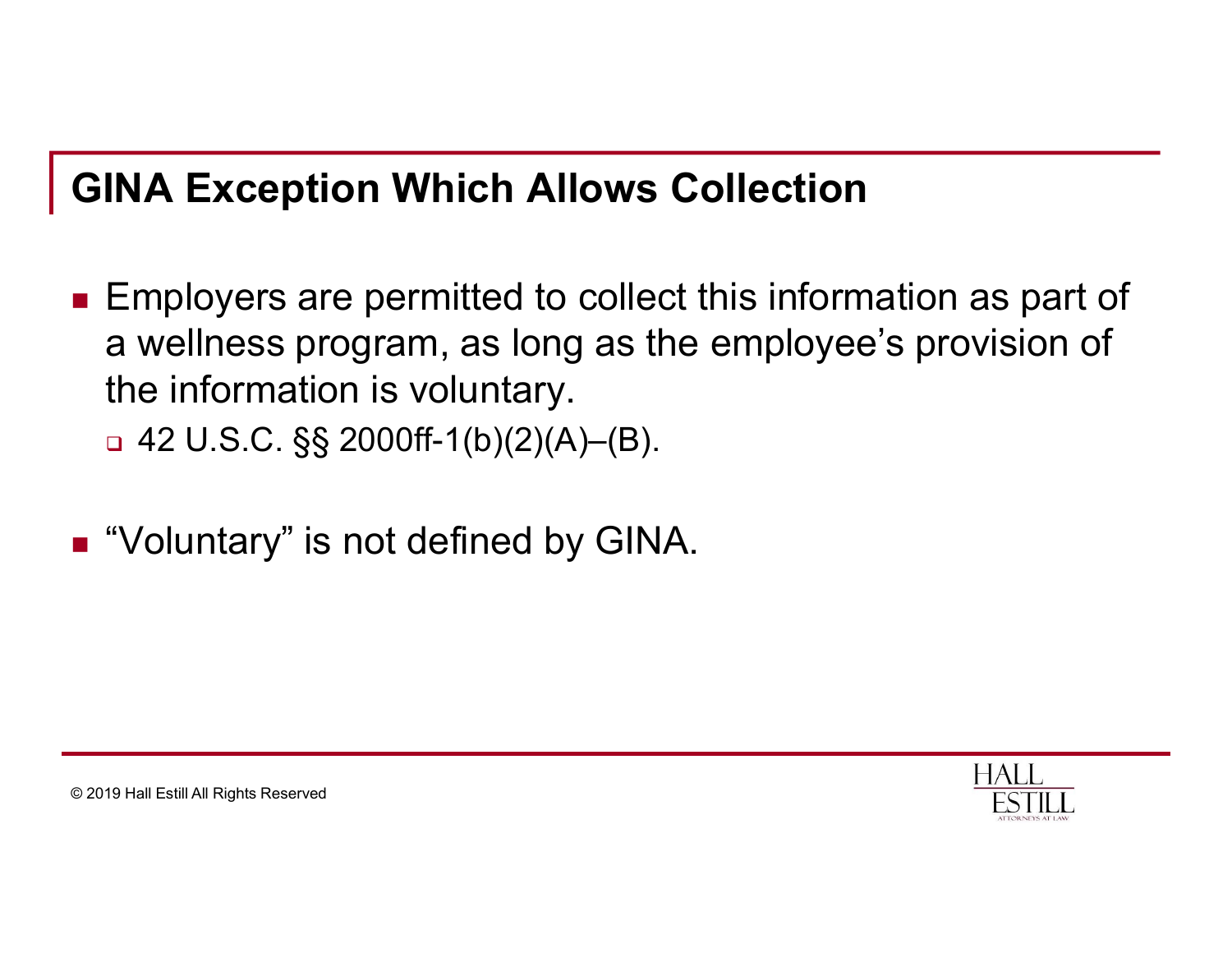## GINA Exception Which Allows Collection

- Employers are permitted to collect this information as part of a wellness program, as long as the employee's provision of the information is voluntary.
  - 42 U.S.C. §§ 2000ff-1(b)(2)(A)–(B).
- "Voluntary" is not defined by GINA.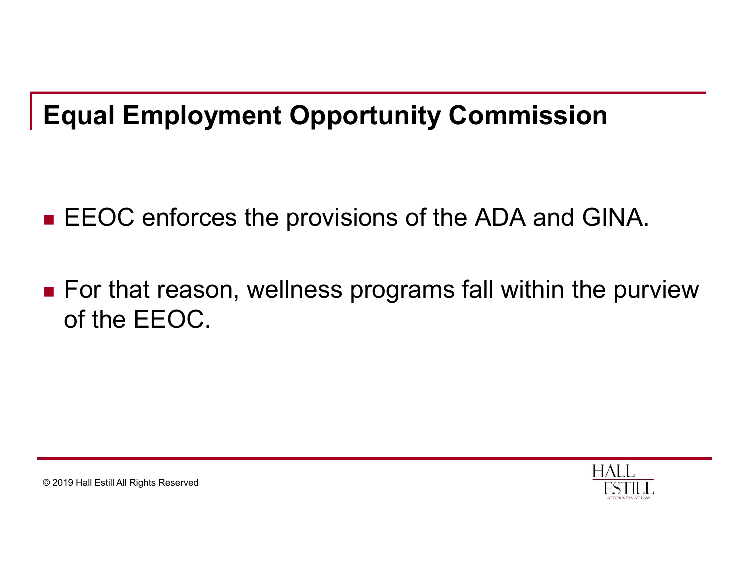## Equal Employment Opportunity Commission

- EEOC enforces the provisions of the ADA and GINA.
- For that reason, wellness programs fall within the purview of the EEOC.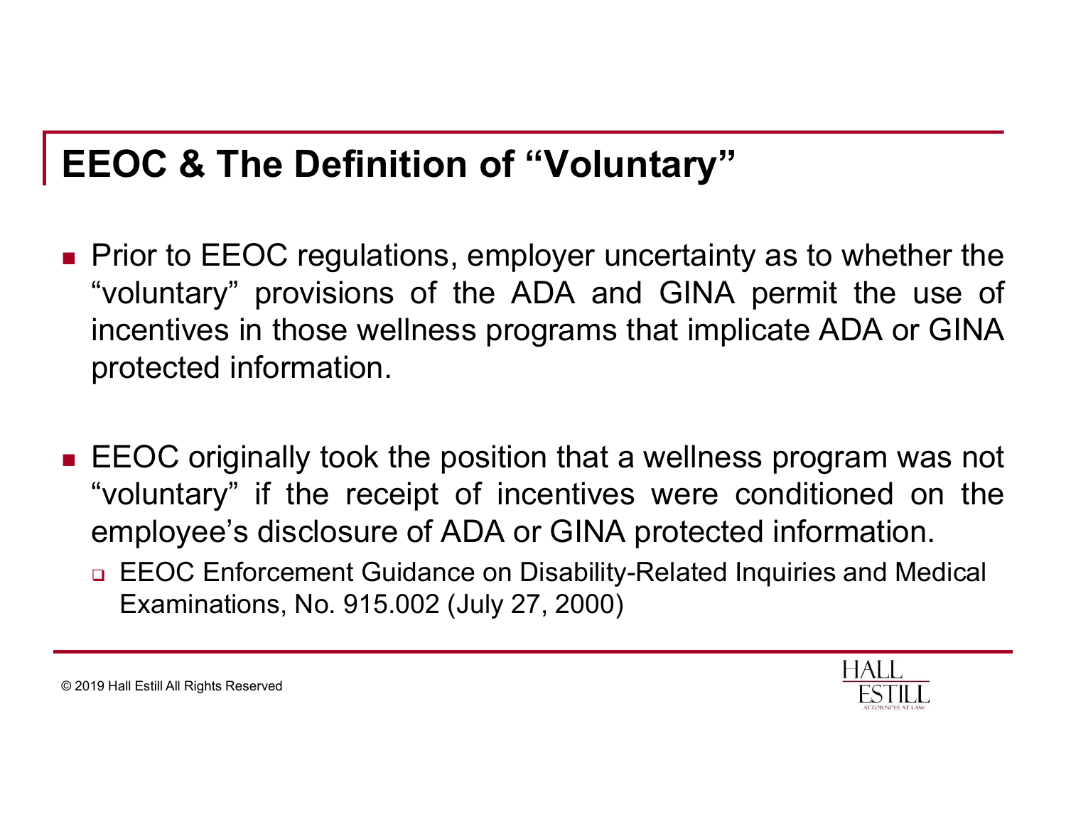## EEOC & The Definition of "Voluntary"

- Prior to EEOC regulations, employer uncertainty as to whether the "voluntary" provisions of the ADA and GINA permit the use of incentives in those wellness programs that implicate ADA or GINA protected information.

- EEOC originally took the position that a wellness program was not "voluntary" if the receipt of incentives were conditioned on the employee's disclosure of ADA or GINA protected information.
  - EEOC Enforcement Guidance on Disability-Related Inquiries and Medical Examinations, No. 915.002 (July 27, 2000)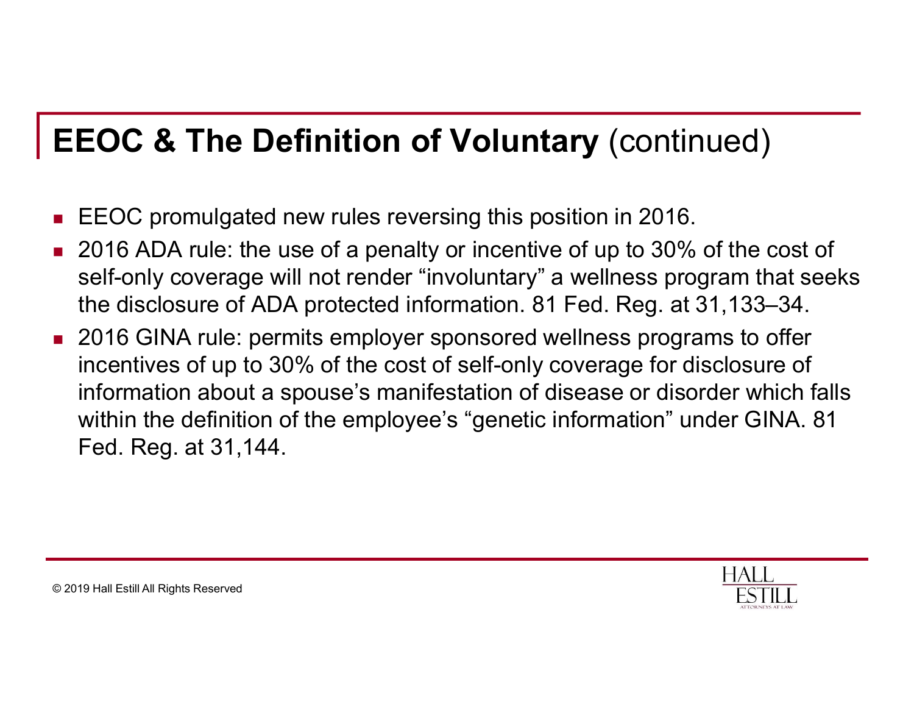## **EEOC & The Definition of Voluntary** (continued)

- EEOC promulgated new rules reversing this position in 2016.
- 2016 ADA rule: the use of a penalty or incentive of up to 30% of the cost of self-only coverage will not render "involuntary" a wellness program that seeks the disclosure of ADA protected information. 81 Fed. Reg. at 31,133–34.
- 2016 GINA rule: permits employer sponsored wellness programs to offer incentives of up to 30% of the cost of self-only coverage for disclosure of information about a spouse's manifestation of disease or disorder which falls within the definition of the employee's "genetic information" under GINA. 81 Fed. Reg. at 31,144.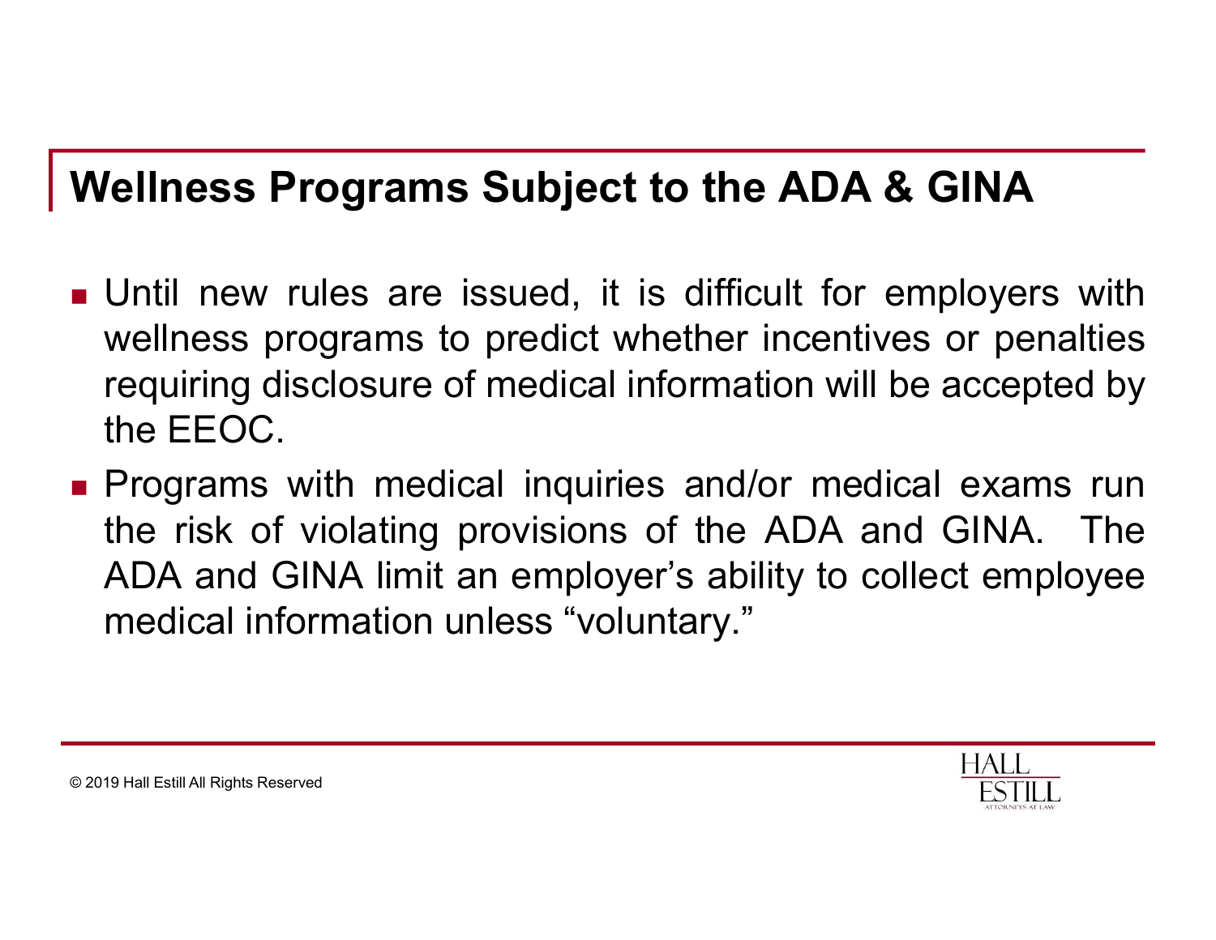## Wellness Programs Subject to the ADA & GINA

- Until new rules are issued, it is difficult for employers with wellness programs to predict whether incentives or penalties requiring disclosure of medical information will be accepted by the EEOC.
- Programs with medical inquiries and/or medical exams run the risk of violating provisions of the ADA and GINA. The ADA and GINA limit an employer's ability to collect employee medical information unless "voluntary."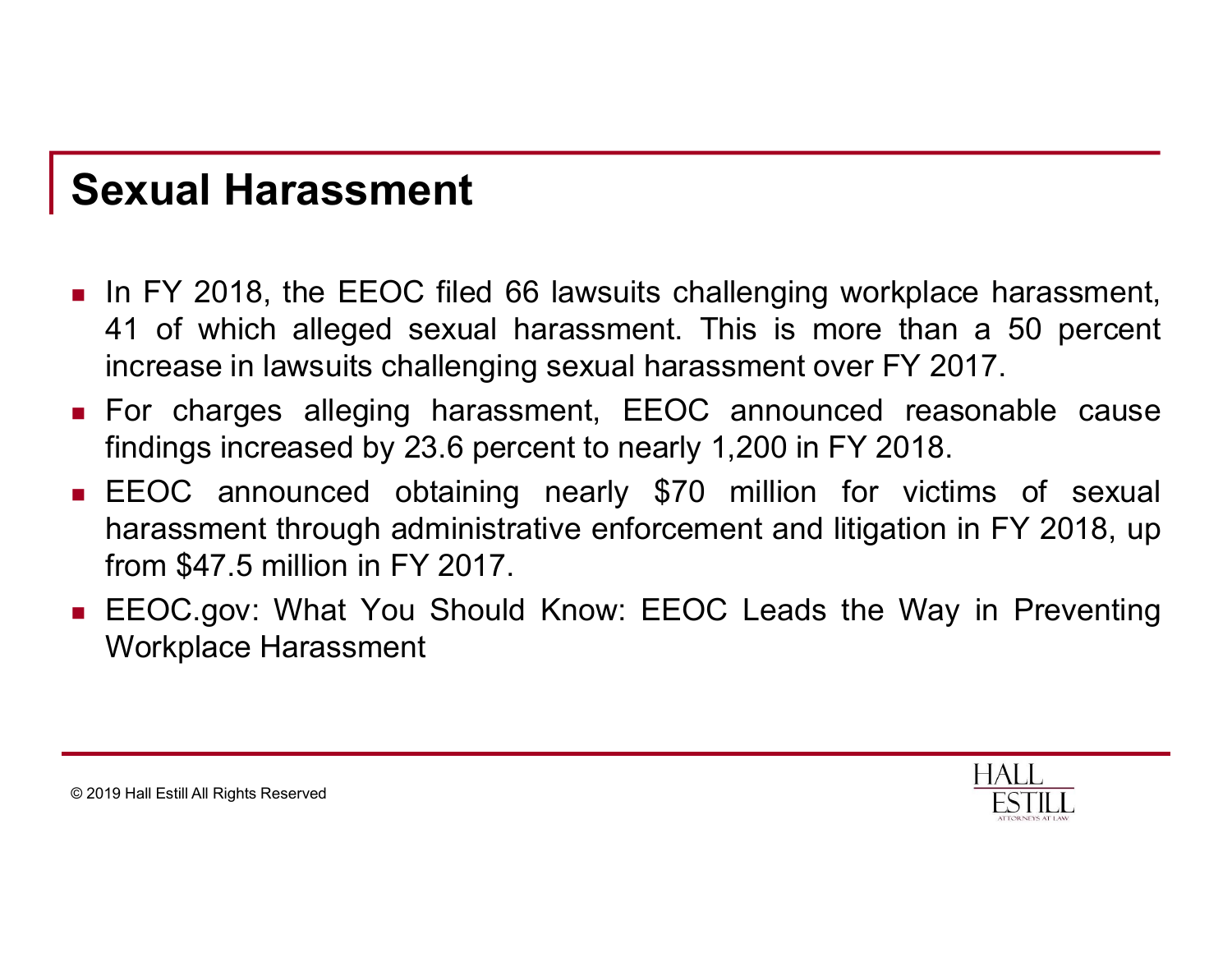## Sexual Harassment

- In FY 2018, the EEOC filed 66 lawsuits challenging workplace harassment, 41 of which alleged sexual harassment. This is more than a 50 percent increase in lawsuits challenging sexual harassment over FY 2017.
- For charges alleging harassment, EEOC announced reasonable cause findings increased by 23.6 percent to nearly 1,200 in FY 2018.
- EEOC announced obtaining nearly $70 million for victims of sexual harassment through administrative enforcement and litigation in FY 2018, up from $47.5 million in FY 2017.
- EEOC.gov: What You Should Know: EEOC Leads the Way in Preventing Workplace Harassment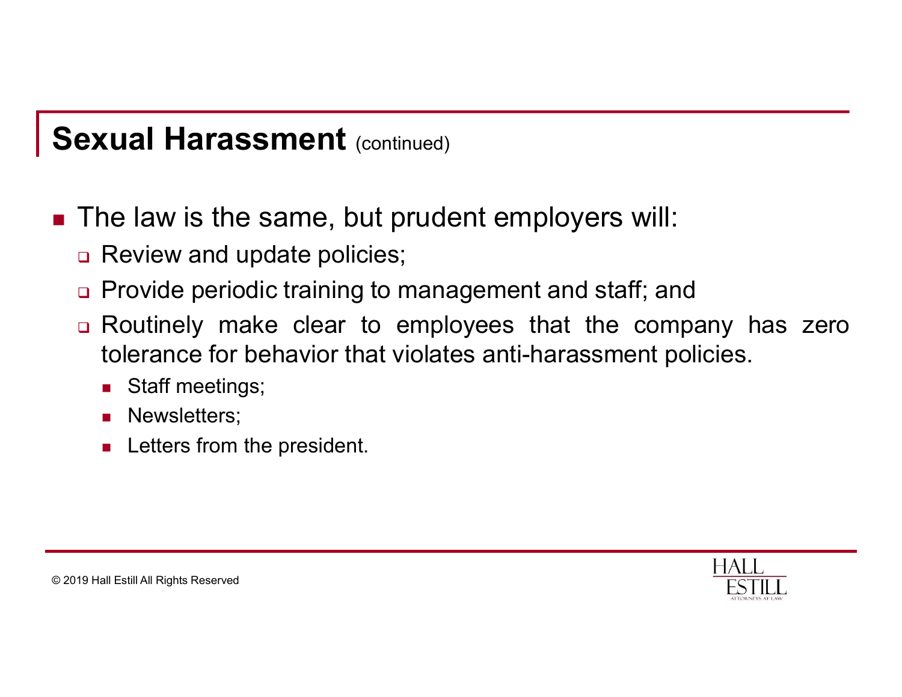## Sexual Harassment (continued)

- The law is the same, but prudent employers will:
  - Review and update policies;
  - Provide periodic training to management and staff; and
  - Routinely make clear to employees that the company has zero tolerance for behavior that violates anti-harassment policies.
    - Staff meetings;
    - Newsletters;
    - Letters from the president.

© 2019 Hall Estill All Rights Reserved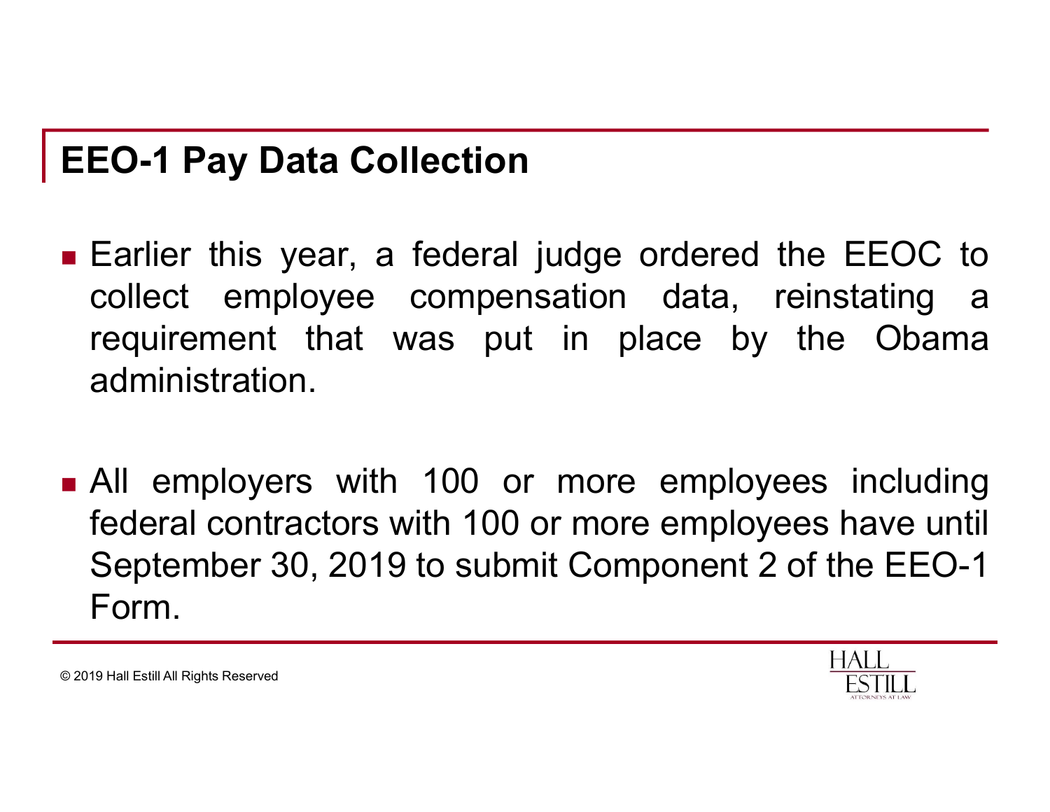## EEO-1 Pay Data Collection

- Earlier this year, a federal judge ordered the EEOC to collect employee compensation data, reinstating a requirement that was put in place by the Obama administration.
- All employers with 100 or more employees including federal contractors with 100 or more employees have until September 30, 2019 to submit Component 2 of the EEO-1 Form.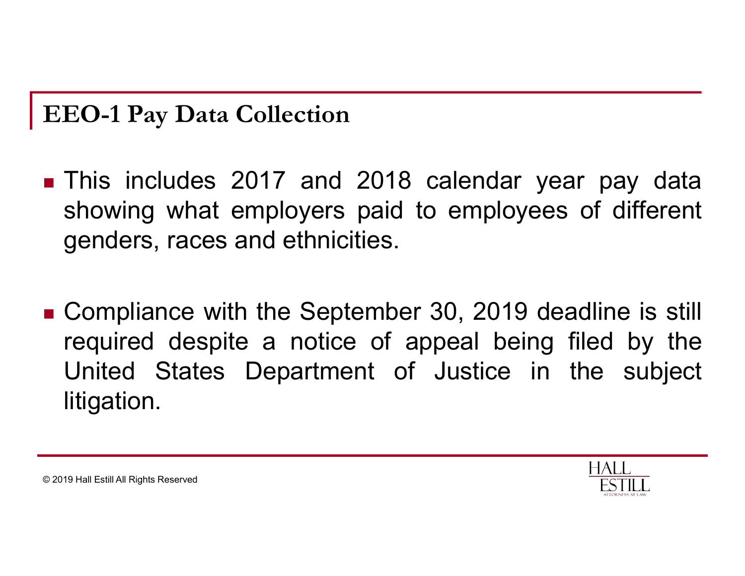## EEO-1 Pay Data Collection

- This includes 2017 and 2018 calendar year pay data showing what employers paid to employees of different genders, races and ethnicities.

- Compliance with the September 30, 2019 deadline is still required despite a notice of appeal being filed by the United States Department of Justice in the subject litigation.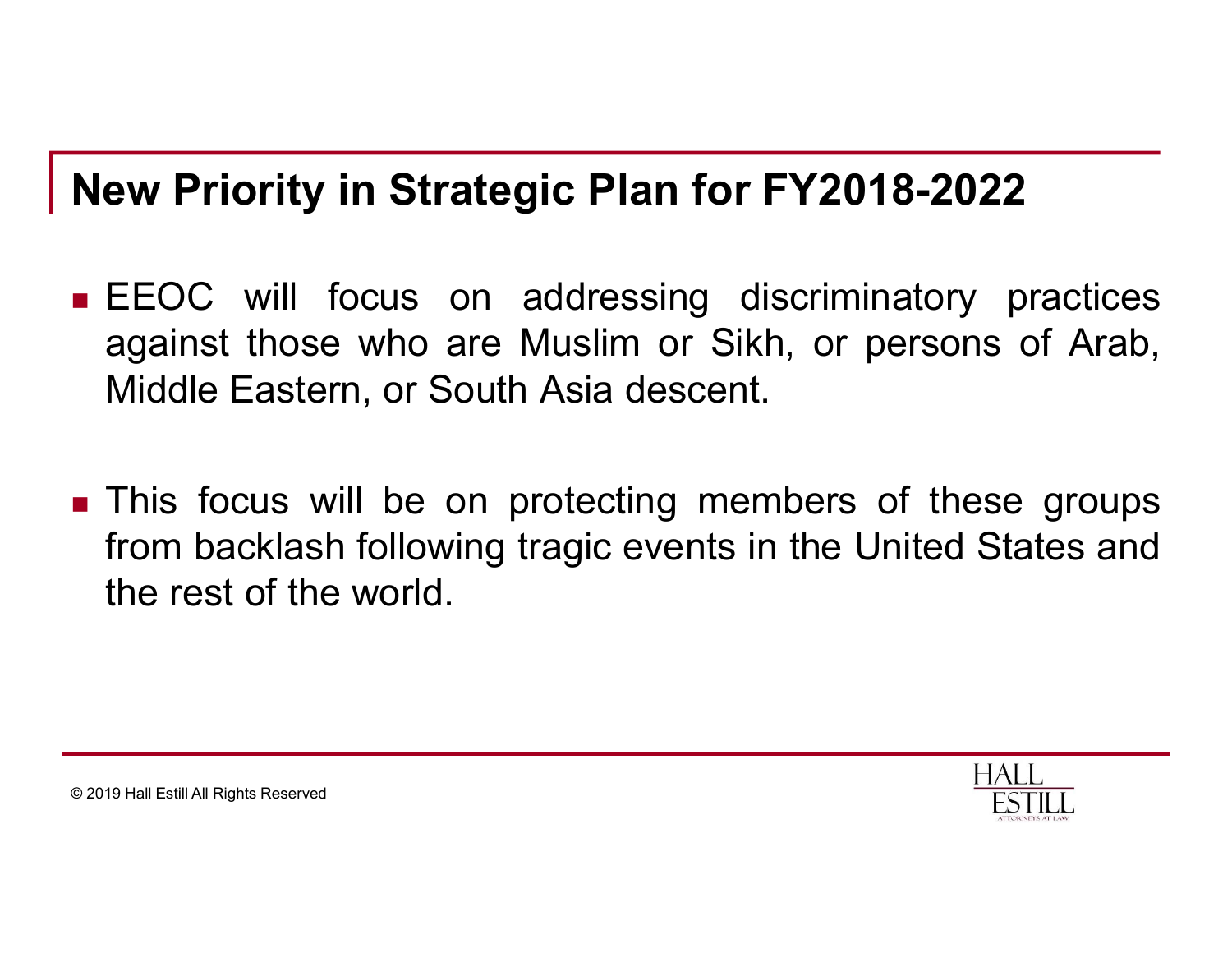## New Priority in Strategic Plan for FY2018-2022

- EEOC will focus on addressing discriminatory practices against those who are Muslim or Sikh, or persons of Arab, Middle Eastern, or South Asia descent.

- This focus will be on protecting members of these groups from backlash following tragic events in the United States and the rest of the world.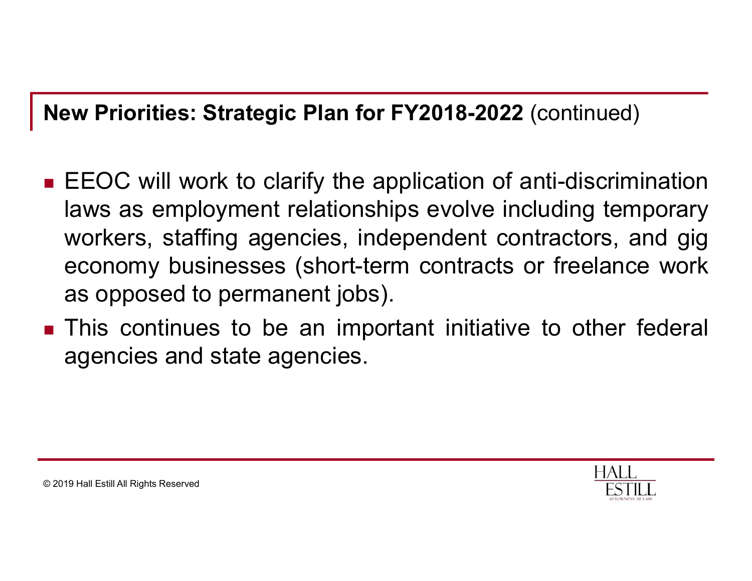## **New Priorities: Strategic Plan for FY2018-2022** (continued)

- EEOC will work to clarify the application of anti-discrimination laws as employment relationships evolve including temporary workers, staffing agencies, independent contractors, and gig economy businesses (short-term contracts or freelance work as opposed to permanent jobs).
- This continues to be an important initiative to other federal agencies and state agencies.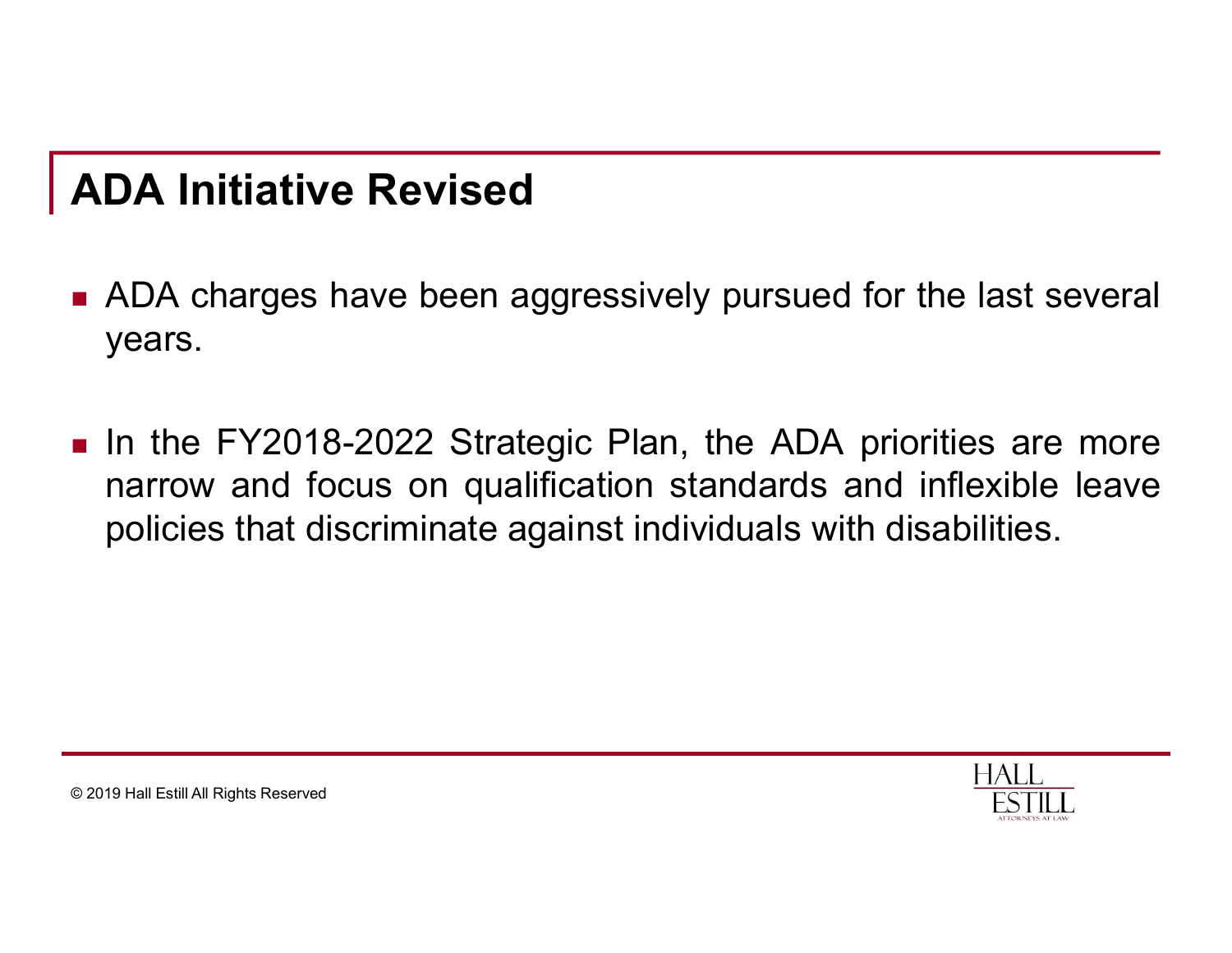## ADA Initiative Revised

- ADA charges have been aggressively pursued for the last several years.
- In the FY2018-2022 Strategic Plan, the ADA priorities are more narrow and focus on qualification standards and inflexible leave policies that discriminate against individuals with disabilities.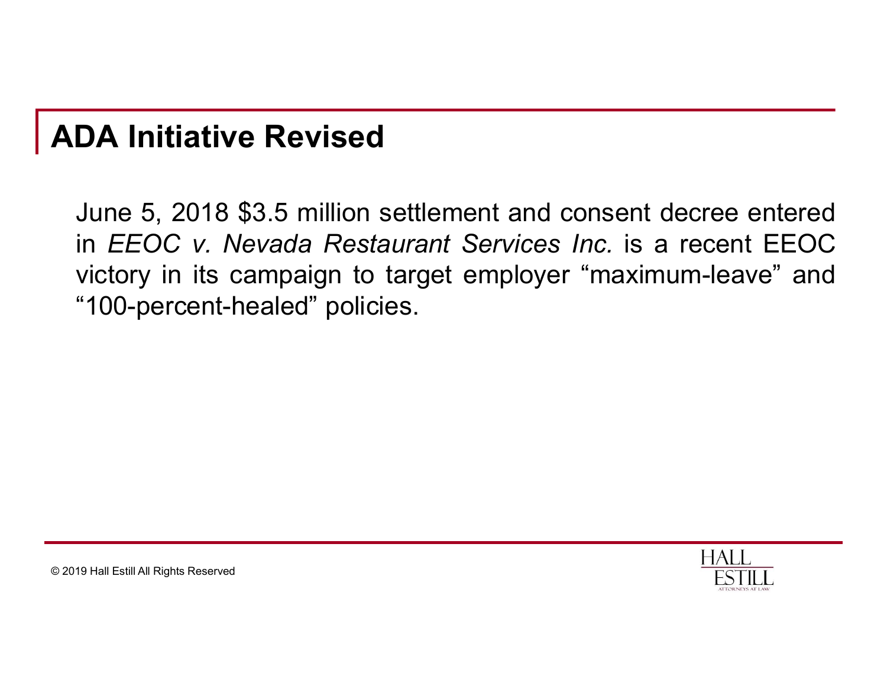## ADA Initiative Revised

June 5, 2018 $3.5 million settlement and consent decree entered in *EEOC v. Nevada Restaurant Services Inc.* is a recent EEOC victory in its campaign to target employer “maximum-leave” and “100-percent-healed” policies.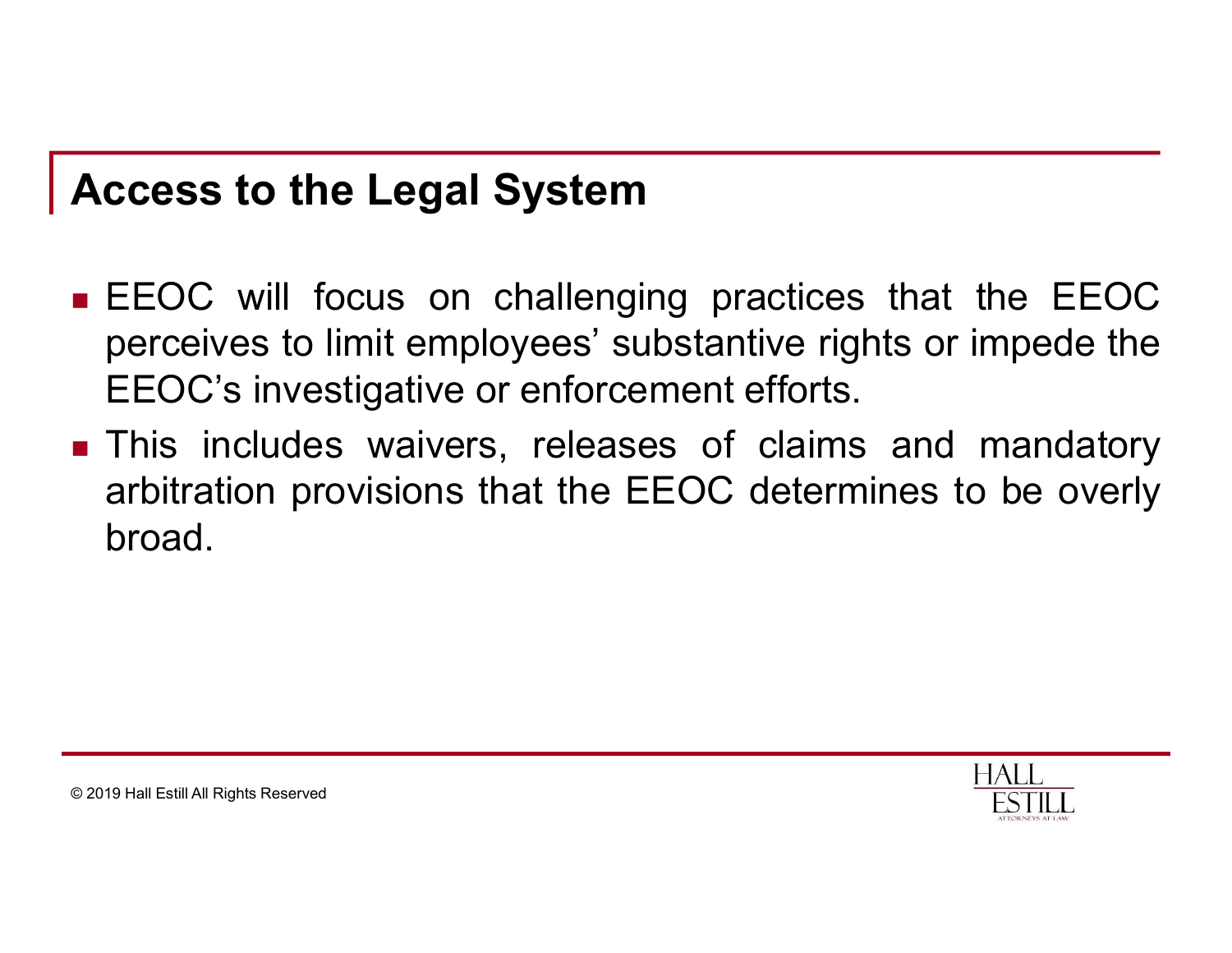## Access to the Legal System

- EEOC will focus on challenging practices that the EEOC perceives to limit employees' substantive rights or impede the EEOC's investigative or enforcement efforts.
- This includes waivers, releases of claims and mandatory arbitration provisions that the EEOC determines to be overly broad.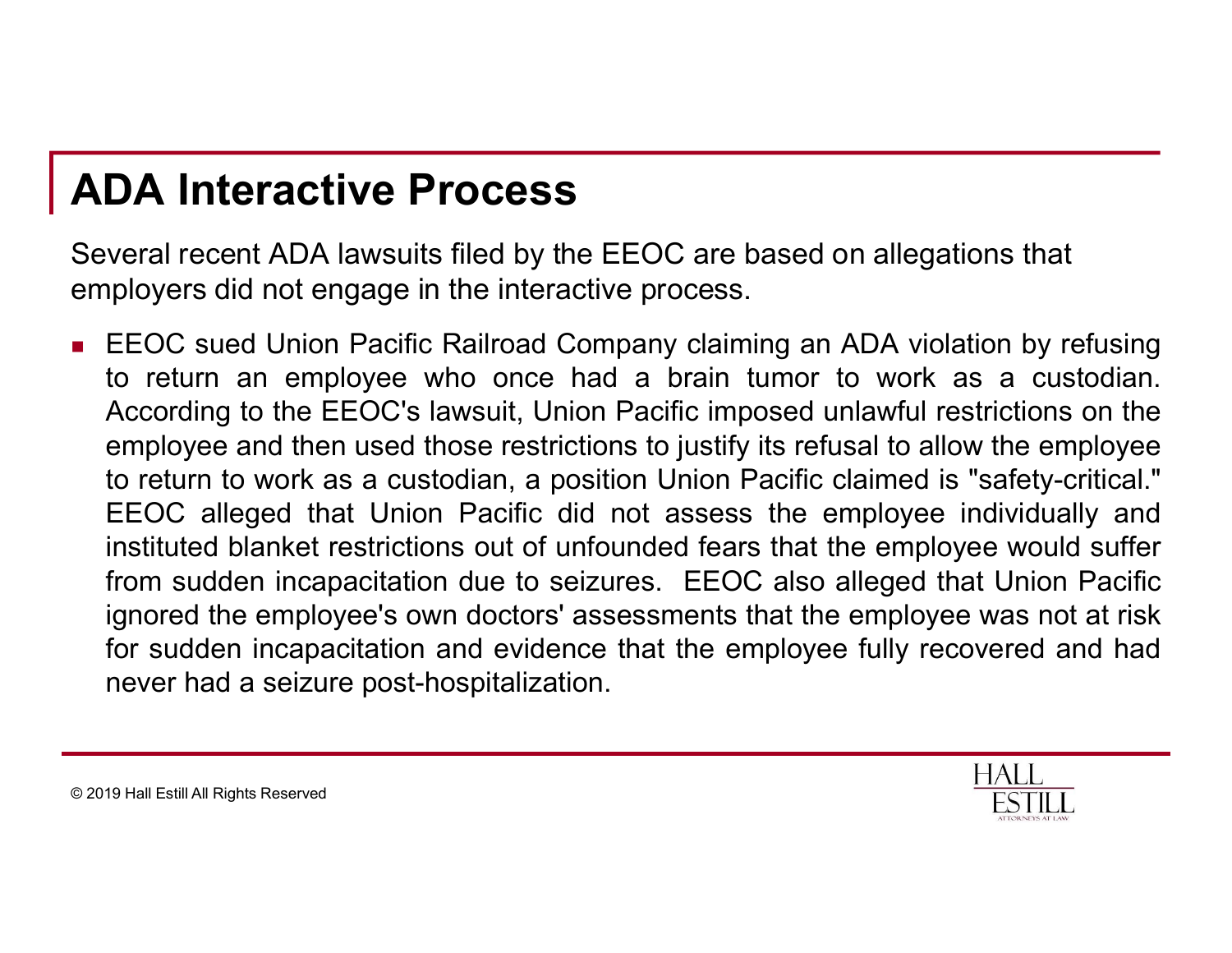# ADA Interactive Process

Several recent ADA lawsuits filed by the EEOC are based on allegations that employers did not engage in the interactive process.

- EEOC sued Union Pacific Railroad Company claiming an ADA violation by refusing to return an employee who once had a brain tumor to work as a custodian. According to the EEOC's lawsuit, Union Pacific imposed unlawful restrictions on the employee and then used those restrictions to justify its refusal to allow the employee to return to work as a custodian, a position Union Pacific claimed is "safety-critical." EEOC alleged that Union Pacific did not assess the employee individually and instituted blanket restrictions out of unfounded fears that the employee would suffer from sudden incapacitation due to seizures. EEOC also alleged that Union Pacific ignored the employee's own doctors' assessments that the employee was not at risk for sudden incapacitation and evidence that the employee fully recovered and had never had a seizure post-hospitalization.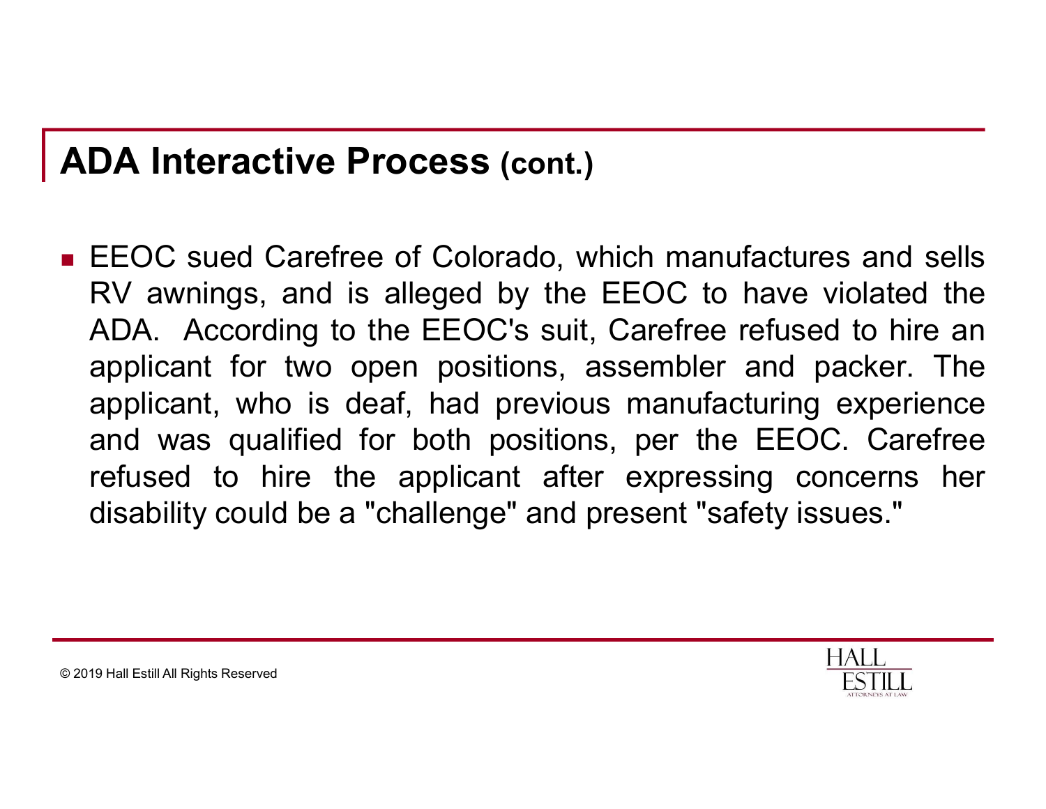## ADA Interactive Process (cont.)

- EEOC sued Carefree of Colorado, which manufactures and sells RV awnings, and is alleged by the EEOC to have violated the ADA. According to the EEOC's suit, Carefree refused to hire an applicant for two open positions, assembler and packer. The applicant, who is deaf, had previous manufacturing experience and was qualified for both positions, per the EEOC. Carefree refused to hire the applicant after expressing concerns her disability could be a "challenge" and present "safety issues."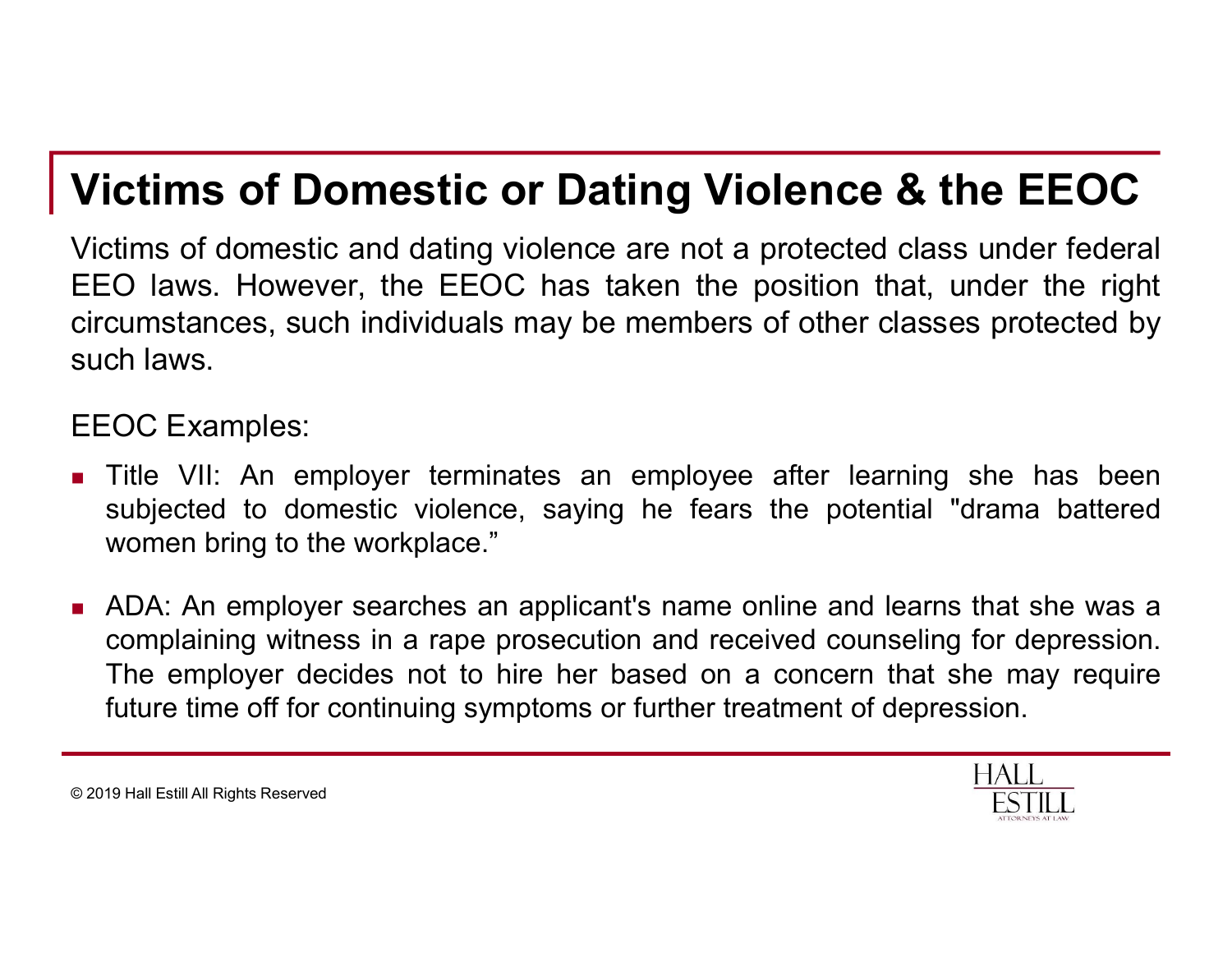# Victims of Domestic or Dating Violence & the EEOC

Victims of domestic and dating violence are not a protected class under federal EEO laws. However, the EEOC has taken the position that, under the right circumstances, such individuals may be members of other classes protected by such laws.

EEOC Examples:

- Title VII: An employer terminates an employee after learning she has been subjected to domestic violence, saying he fears the potential "drama battered women bring to the workplace."
- ADA: An employer searches an applicant's name online and learns that she was a complaining witness in a rape prosecution and received counseling for depression. The employer decides not to hire her based on a concern that she may require future time off for continuing symptoms or further treatment of depression.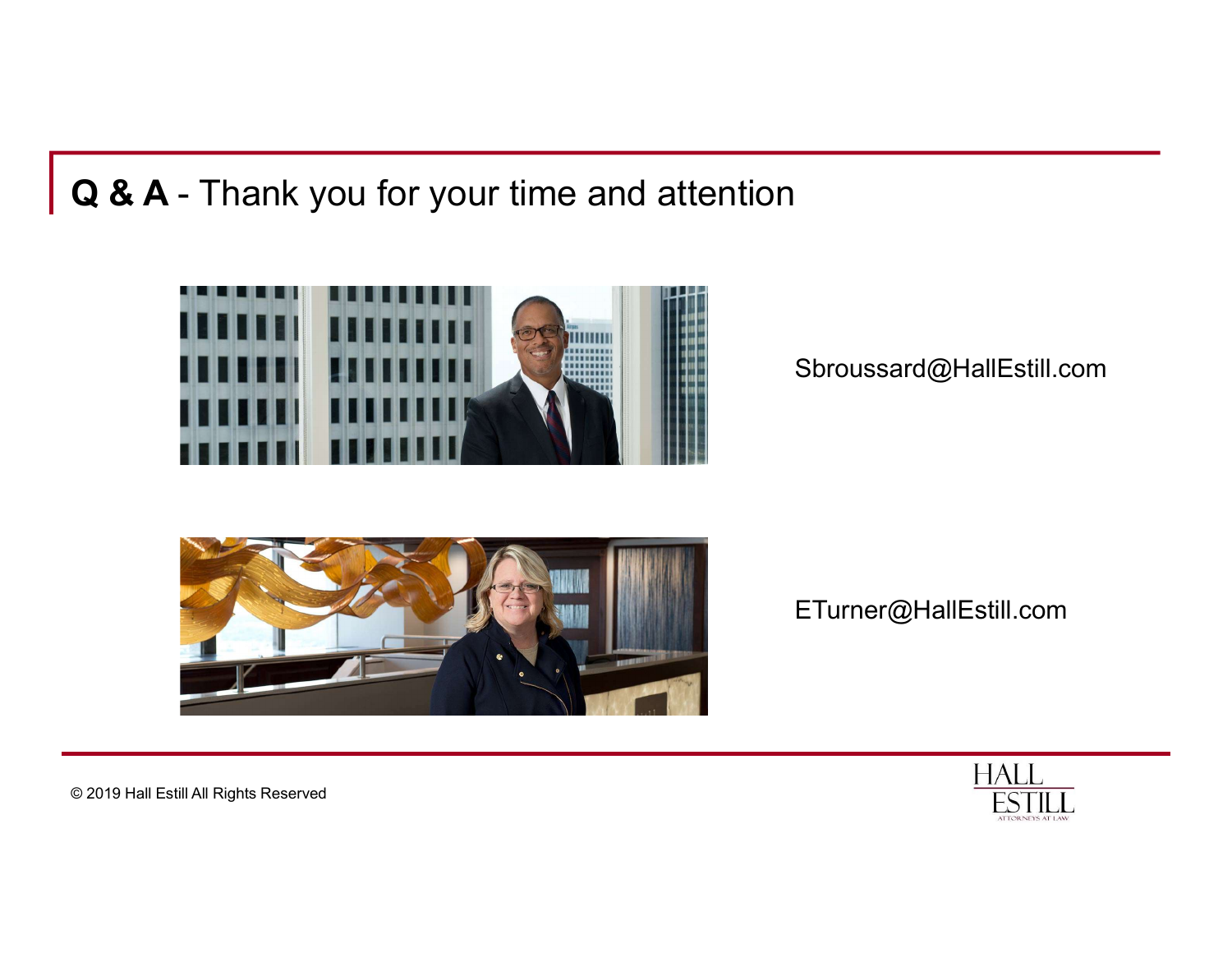## **Q & A** - Thank you for your time and attention

Sbroussard@HallEstill.com

ETurner@HallEstill.com

© 2019 Hall Estill All Rights Reserved